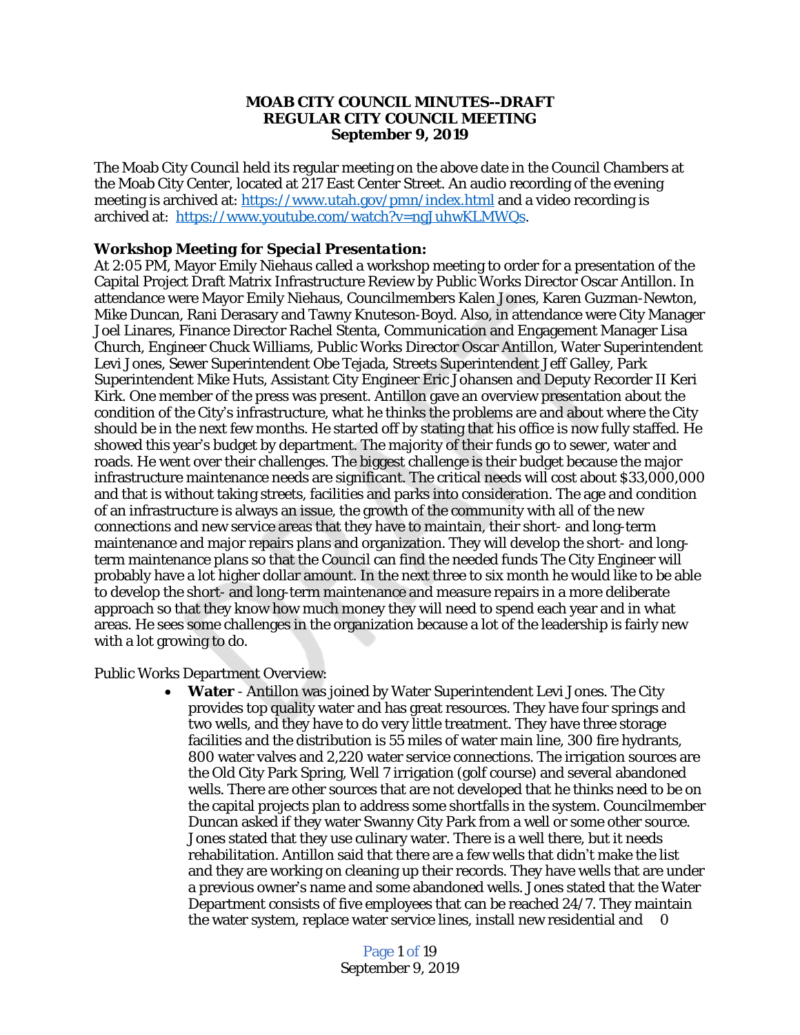**MOAB CITY COUNCIL MINUTES--DRAFT**
**REGULAR CITY COUNCIL MEETING**
**September 9, 2019**

The Moab City Council held its regular meeting on the above date in the Council Chambers at the Moab City Center, located at 217 East Center Street. An audio recording of the evening meeting is archived at: https://www.utah.gov/pmn/index.html and a video recording is archived at: https://www.youtube.com/watch?v=ngJuhwKLMWQs.

### *Workshop Meeting for Special Presentation:*

At 2:05 PM, Mayor Emily Niehaus called a workshop meeting to order for a presentation of the Capital Project Draft Matrix Infrastructure Review by Public Works Director Oscar Antillon. In attendance were Mayor Emily Niehaus, Councilmembers Kalen Jones, Karen Guzman-Newton, Mike Duncan, Rani Derasary and Tawny Knuteson-Boyd. Also, in attendance were City Manager Joel Linares, Finance Director Rachel Stenta, Communication and Engagement Manager Lisa Church, Engineer Chuck Williams, Public Works Director Oscar Antillon, Water Superintendent Levi Jones, Sewer Superintendent Obe Tejada, Streets Superintendent Jeff Galley, Park Superintendent Mike Huts, Assistant City Engineer Eric Johansen and Deputy Recorder II Keri Kirk. One member of the press was present. Antillon gave an overview presentation about the condition of the City's infrastructure, what he thinks the problems are and about where the City should be in the next few months. He started off by stating that his office is now fully staffed. He showed this year's budget by department. The majority of their funds go to sewer, water and roads. He went over their challenges. The biggest challenge is their budget because the major infrastructure maintenance needs are significant. The critical needs will cost about $33,000,000 and that is without taking streets, facilities and parks into consideration. The age and condition of an infrastructure is always an issue, the growth of the community with all of the new connections and new service areas that they have to maintain, their short- and long-term maintenance and major repairs plans and organization. They will develop the short- and long-term maintenance plans so that the Council can find the needed funds The City Engineer will probably have a lot higher dollar amount. In the next three to six month he would like to be able to develop the short- and long-term maintenance and measure repairs in a more deliberate approach so that they know how much money they will need to spend each year and in what areas. He sees some challenges in the organization because a lot of the leadership is fairly new with a lot growing to do.

Public Works Department Overview:

- **Water** - Antillon was joined by Water Superintendent Levi Jones. The City provides top quality water and has great resources. They have four springs and two wells, and they have to do very little treatment. They have three storage facilities and the distribution is 55 miles of water main line, 300 fire hydrants, 800 water valves and 2,220 water service connections. The irrigation sources are the Old City Park Spring, Well 7 irrigation (golf course) and several abandoned wells. There are other sources that are not developed that he thinks need to be on the capital projects plan to address some shortfalls in the system. Councilmember Duncan asked if they water Swanny City Park from a well or some other source. Jones stated that they use culinary water. There is a well there, but it needs rehabilitation. Antillon said that there are a few wells that didn't make the list and they are working on cleaning up their records. They have wells that are under a previous owner's name and some abandoned wells. Jones stated that the Water Department consists of five employees that can be reached 24/7. They maintain the water system, replace water service lines, install new residential and 0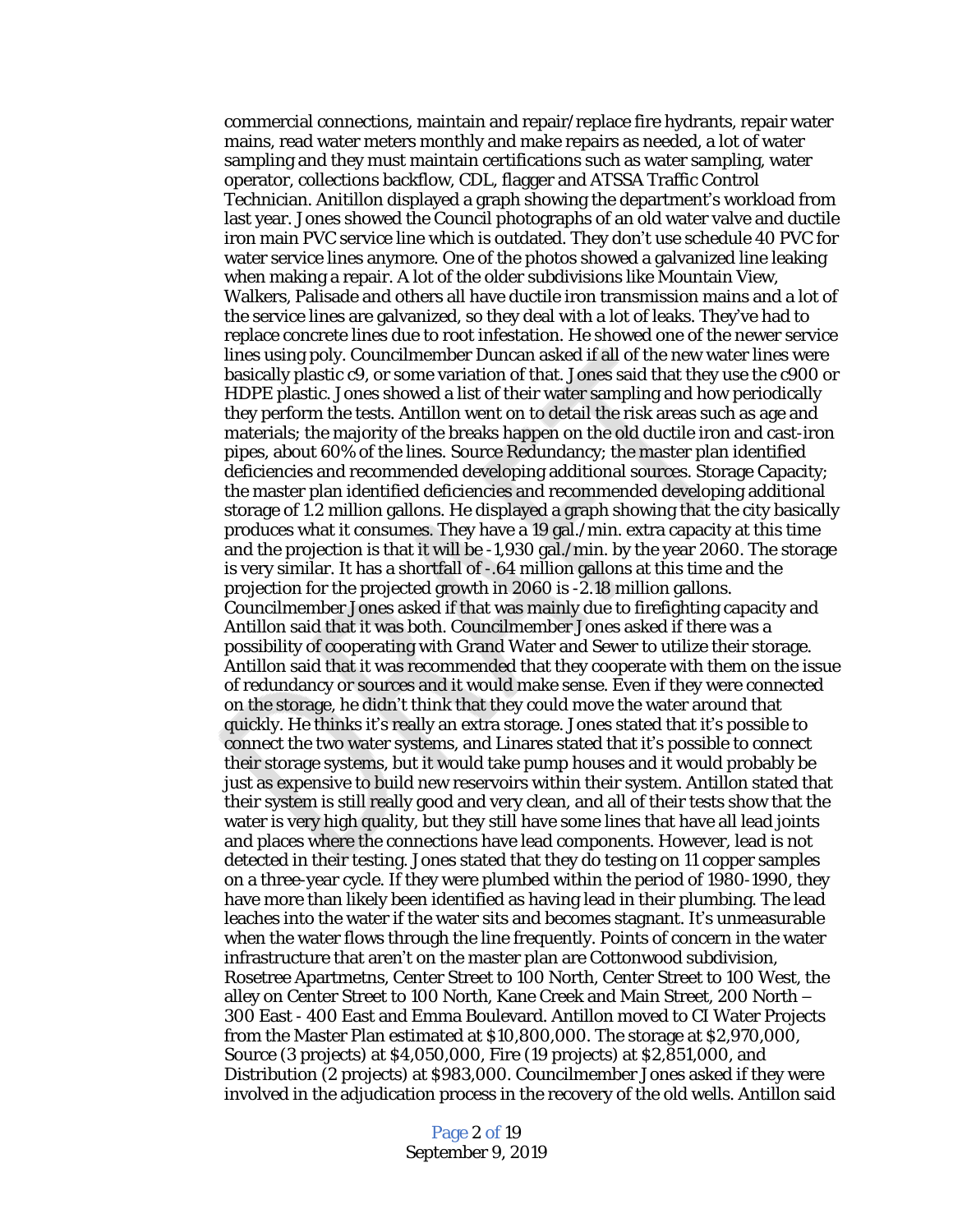commercial connections, maintain and repair/replace fire hydrants, repair water mains, read water meters monthly and make repairs as needed, a lot of water sampling and they must maintain certifications such as water sampling, water operator, collections backflow, CDL, flagger and ATSSA Traffic Control Technician. Anitillon displayed a graph showing the department's workload from last year. Jones showed the Council photographs of an old water valve and ductile iron main PVC service line which is outdated. They don't use schedule 40 PVC for water service lines anymore. One of the photos showed a galvanized line leaking when making a repair. A lot of the older subdivisions like Mountain View, Walkers, Palisade and others all have ductile iron transmission mains and a lot of the service lines are galvanized, so they deal with a lot of leaks. They've had to replace concrete lines due to root infestation. He showed one of the newer service lines using poly. Councilmember Duncan asked if all of the new water lines were basically plastic c9, or some variation of that. Jones said that they use the c900 or HDPE plastic. Jones showed a list of their water sampling and how periodically they perform the tests. Antillon went on to detail the risk areas such as age and materials; the majority of the breaks happen on the old ductile iron and cast-iron pipes, about 60% of the lines. Source Redundancy; the master plan identified deficiencies and recommended developing additional sources. Storage Capacity; the master plan identified deficiencies and recommended developing additional storage of 1.2 million gallons. He displayed a graph showing that the city basically produces what it consumes. They have a 19 gal./min. extra capacity at this time and the projection is that it will be -1,930 gal./min. by the year 2060. The storage is very similar. It has a shortfall of -.64 million gallons at this time and the projection for the projected growth in 2060 is -2.18 million gallons. Councilmember Jones asked if that was mainly due to firefighting capacity and Antillon said that it was both. Councilmember Jones asked if there was a possibility of cooperating with Grand Water and Sewer to utilize their storage. Antillon said that it was recommended that they cooperate with them on the issue of redundancy or sources and it would make sense. Even if they were connected on the storage, he didn't think that they could move the water around that quickly. He thinks it's really an extra storage. Jones stated that it's possible to connect the two water systems, and Linares stated that it's possible to connect their storage systems, but it would take pump houses and it would probably be just as expensive to build new reservoirs within their system. Antillon stated that their system is still really good and very clean, and all of their tests show that the water is very high quality, but they still have some lines that have all lead joints and places where the connections have lead components. However, lead is not detected in their testing. Jones stated that they do testing on 11 copper samples on a three-year cycle. If they were plumbed within the period of 1980-1990, they have more than likely been identified as having lead in their plumbing. The lead leaches into the water if the water sits and becomes stagnant. It's unmeasurable when the water flows through the line frequently. Points of concern in the water infrastructure that aren't on the master plan are Cottonwood subdivision, Rosetree Apartmetns, Center Street to 100 North, Center Street to 100 West, the alley on Center Street to 100 North, Kane Creek and Main Street, 200 North – 300 East - 400 East and Emma Boulevard. Antillon moved to CI Water Projects from the Master Plan estimated at $10,800,000. The storage at $2,970,000, Source (3 projects) at $4,050,000, Fire (19 projects) at $2,851,000, and Distribution (2 projects) at $983,000. Councilmember Jones asked if they were involved in the adjudication process in the recovery of the old wells. Antillon said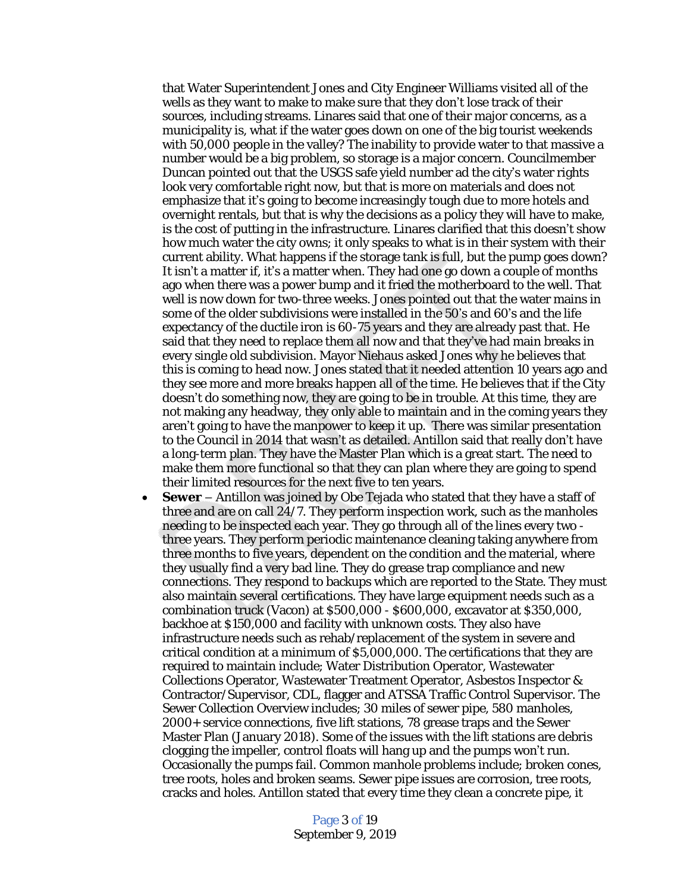that Water Superintendent Jones and City Engineer Williams visited all of the wells as they want to make to make sure that they don't lose track of their sources, including streams. Linares said that one of their major concerns, as a municipality is, what if the water goes down on one of the big tourist weekends with 50,000 people in the valley? The inability to provide water to that massive a number would be a big problem, so storage is a major concern. Councilmember Duncan pointed out that the USGS safe yield number ad the city's water rights look very comfortable right now, but that is more on materials and does not emphasize that it's going to become increasingly tough due to more hotels and overnight rentals, but that is why the decisions as a policy they will have to make, is the cost of putting in the infrastructure. Linares clarified that this doesn't show how much water the city owns; it only speaks to what is in their system with their current ability. What happens if the storage tank is full, but the pump goes down? It isn't a matter if, it's a matter when. They had one go down a couple of months ago when there was a power bump and it fried the motherboard to the well. That well is now down for two-three weeks. Jones pointed out that the water mains in some of the older subdivisions were installed in the 50's and 60's and the life expectancy of the ductile iron is 60-75 years and they are already past that. He said that they need to replace them all now and that they've had main breaks in every single old subdivision. Mayor Niehaus asked Jones why he believes that this is coming to head now. Jones stated that it needed attention 10 years ago and they see more and more breaks happen all of the time. He believes that if the City doesn't do something now, they are going to be in trouble. At this time, they are not making any headway, they only able to maintain and in the coming years they aren't going to have the manpower to keep it up. There was similar presentation to the Council in 2014 that wasn't as detailed. Antillon said that really don't have a long-term plan. They have the Master Plan which is a great start. The need to make them more functional so that they can plan where they are going to spend their limited resources for the next five to ten years.

- **Sewer** – Antillon was joined by Obe Tejada who stated that they have a staff of three and are on call 24/7. They perform inspection work, such as the manholes needing to be inspected each year. They go through all of the lines every two - three years. They perform periodic maintenance cleaning taking anywhere from three months to five years, dependent on the condition and the material, where they usually find a very bad line. They do grease trap compliance and new connections. They respond to backups which are reported to the State. They must also maintain several certifications. They have large equipment needs such as a combination truck (Vacon) at $500,000 - $600,000, excavator at $350,000, backhoe at $150,000 and facility with unknown costs. They also have infrastructure needs such as rehab/replacement of the system in severe and critical condition at a minimum of $5,000,000. The certifications that they are required to maintain include; Water Distribution Operator, Wastewater Collections Operator, Wastewater Treatment Operator, Asbestos Inspector & Contractor/Supervisor, CDL, flagger and ATSSA Traffic Control Supervisor. The Sewer Collection Overview includes; 30 miles of sewer pipe, 580 manholes, 2000+ service connections, five lift stations, 78 grease traps and the Sewer Master Plan (January 2018). Some of the issues with the lift stations are debris clogging the impeller, control floats will hang up and the pumps won't run. Occasionally the pumps fail. Common manhole problems include; broken cones, tree roots, holes and broken seams. Sewer pipe issues are corrosion, tree roots, cracks and holes. Antillon stated that every time they clean a concrete pipe, it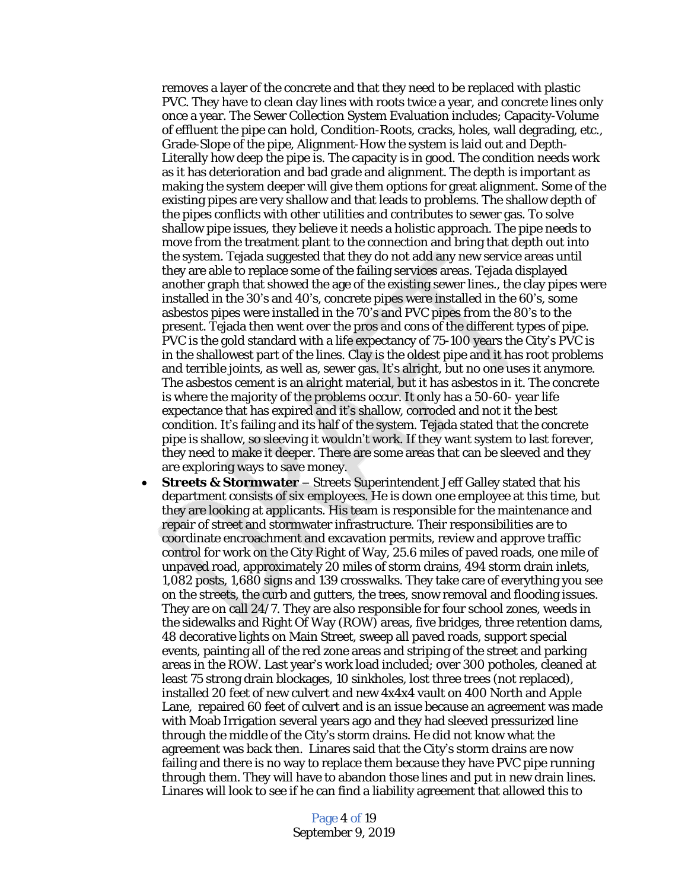removes a layer of the concrete and that they need to be replaced with plastic PVC. They have to clean clay lines with roots twice a year, and concrete lines only once a year. The Sewer Collection System Evaluation includes; Capacity-Volume of effluent the pipe can hold, Condition-Roots, cracks, holes, wall degrading, etc., Grade-Slope of the pipe, Alignment-How the system is laid out and Depth-Literally how deep the pipe is. The capacity is in good. The condition needs work as it has deterioration and bad grade and alignment. The depth is important as making the system deeper will give them options for great alignment. Some of the existing pipes are very shallow and that leads to problems. The shallow depth of the pipes conflicts with other utilities and contributes to sewer gas. To solve shallow pipe issues, they believe it needs a holistic approach. The pipe needs to move from the treatment plant to the connection and bring that depth out into the system. Tejada suggested that they do not add any new service areas until they are able to replace some of the failing services areas. Tejada displayed another graph that showed the age of the existing sewer lines., the clay pipes were installed in the 30's and 40's, concrete pipes were installed in the 60's, some asbestos pipes were installed in the 70's and PVC pipes from the 80's to the present. Tejada then went over the pros and cons of the different types of pipe. PVC is the gold standard with a life expectancy of 75-100 years the City's PVC is in the shallowest part of the lines. Clay is the oldest pipe and it has root problems and terrible joints, as well as, sewer gas. It's alright, but no one uses it anymore. The asbestos cement is an alright material, but it has asbestos in it. The concrete is where the majority of the problems occur. It only has a 50-60- year life expectance that has expired and it's shallow, corroded and not it the best condition. It's failing and its half of the system. Tejada stated that the concrete pipe is shallow, so sleeving it wouldn't work. If they want system to last forever, they need to make it deeper. There are some areas that can be sleeved and they are exploring ways to save money.

- **Streets & Stormwater** – Streets Superintendent Jeff Galley stated that his department consists of six employees. He is down one employee at this time, but they are looking at applicants. His team is responsible for the maintenance and repair of street and stormwater infrastructure. Their responsibilities are to coordinate encroachment and excavation permits, review and approve traffic control for work on the City Right of Way, 25.6 miles of paved roads, one mile of unpaved road, approximately 20 miles of storm drains, 494 storm drain inlets, 1,082 posts, 1,680 signs and 139 crosswalks. They take care of everything you see on the streets, the curb and gutters, the trees, snow removal and flooding issues. They are on call 24/7. They are also responsible for four school zones, weeds in the sidewalks and Right Of Way (ROW) areas, five bridges, three retention dams, 48 decorative lights on Main Street, sweep all paved roads, support special events, painting all of the red zone areas and striping of the street and parking areas in the ROW. Last year's work load included; over 300 potholes, cleaned at least 75 strong drain blockages, 10 sinkholes, lost three trees (not replaced), installed 20 feet of new culvert and new 4x4x4 vault on 400 North and Apple Lane, repaired 60 feet of culvert and is an issue because an agreement was made with Moab Irrigation several years ago and they had sleeved pressurized line through the middle of the City's storm drains. He did not know what the agreement was back then. Linares said that the City's storm drains are now failing and there is no way to replace them because they have PVC pipe running through them. They will have to abandon those lines and put in new drain lines. Linares will look to see if he can find a liability agreement that allowed this to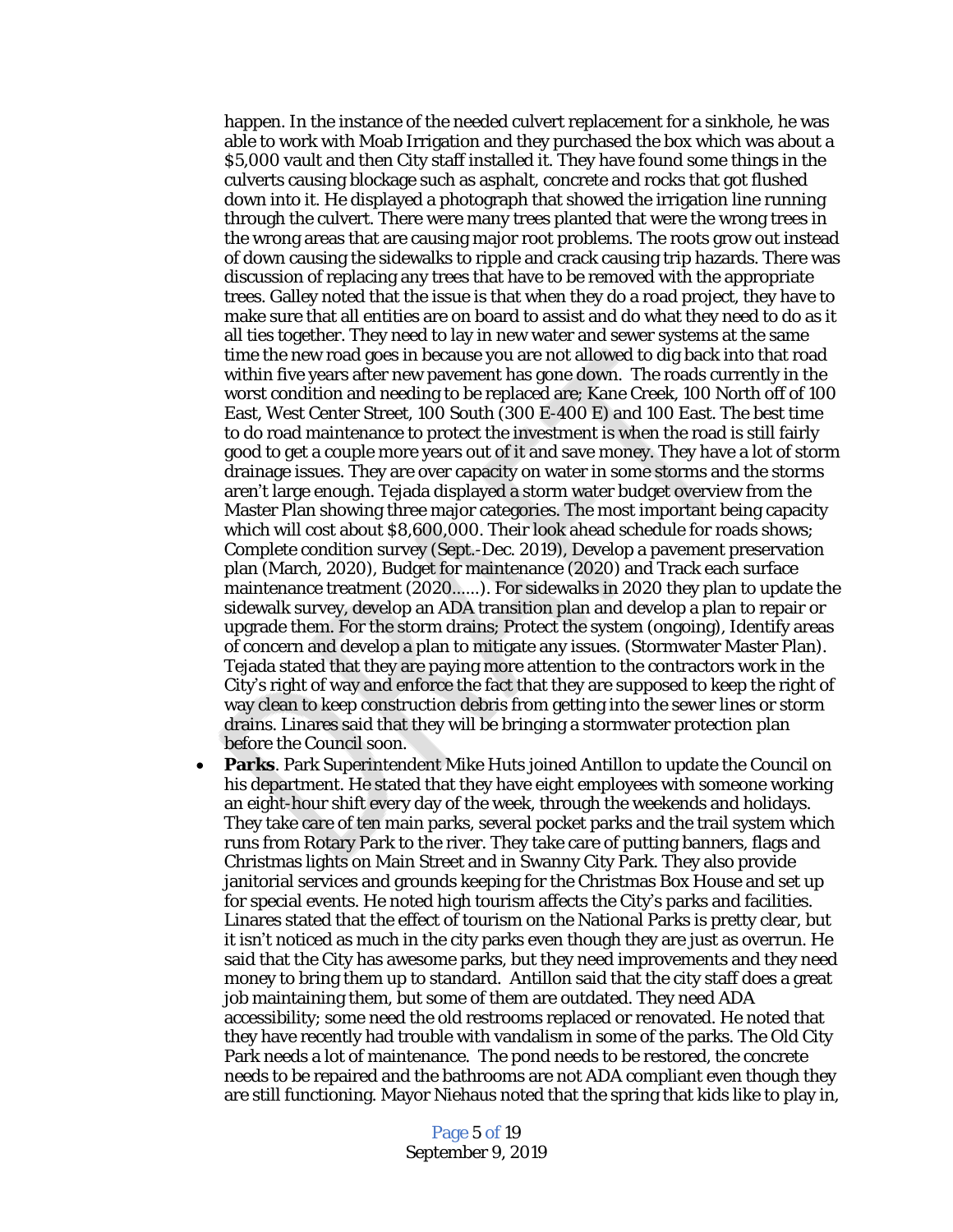happen. In the instance of the needed culvert replacement for a sinkhole, he was able to work with Moab Irrigation and they purchased the box which was about a $5,000 vault and then City staff installed it. They have found some things in the culverts causing blockage such as asphalt, concrete and rocks that got flushed down into it. He displayed a photograph that showed the irrigation line running through the culvert. There were many trees planted that were the wrong trees in the wrong areas that are causing major root problems. The roots grow out instead of down causing the sidewalks to ripple and crack causing trip hazards. There was discussion of replacing any trees that have to be removed with the appropriate trees. Galley noted that the issue is that when they do a road project, they have to make sure that all entities are on board to assist and do what they need to do as it all ties together. They need to lay in new water and sewer systems at the same time the new road goes in because you are not allowed to dig back into that road within five years after new pavement has gone down. The roads currently in the worst condition and needing to be replaced are; Kane Creek, 100 North off of 100 East, West Center Street, 100 South (300 E-400 E) and 100 East. The best time to do road maintenance to protect the investment is when the road is still fairly good to get a couple more years out of it and save money. They have a lot of storm drainage issues. They are over capacity on water in some storms and the storms aren't large enough. Tejada displayed a storm water budget overview from the Master Plan showing three major categories. The most important being capacity which will cost about $8,600,000. Their look ahead schedule for roads shows; Complete condition survey (Sept.-Dec. 2019), Develop a pavement preservation plan (March, 2020), Budget for maintenance (2020) and Track each surface maintenance treatment (2020......). For sidewalks in 2020 they plan to update the sidewalk survey, develop an ADA transition plan and develop a plan to repair or upgrade them. For the storm drains; Protect the system (ongoing), Identify areas of concern and develop a plan to mitigate any issues. (Stormwater Master Plan). Tejada stated that they are paying more attention to the contractors work in the City's right of way and enforce the fact that they are supposed to keep the right of way clean to keep construction debris from getting into the sewer lines or storm drains. Linares said that they will be bringing a stormwater protection plan before the Council soon.

- **Parks**. Park Superintendent Mike Huts joined Antillon to update the Council on his department. He stated that they have eight employees with someone working an eight-hour shift every day of the week, through the weekends and holidays. They take care of ten main parks, several pocket parks and the trail system which runs from Rotary Park to the river. They take care of putting banners, flags and Christmas lights on Main Street and in Swanny City Park. They also provide janitorial services and grounds keeping for the Christmas Box House and set up for special events. He noted high tourism affects the City's parks and facilities. Linares stated that the effect of tourism on the National Parks is pretty clear, but it isn't noticed as much in the city parks even though they are just as overrun. He said that the City has awesome parks, but they need improvements and they need money to bring them up to standard. Antillon said that the city staff does a great job maintaining them, but some of them are outdated. They need ADA accessibility; some need the old restrooms replaced or renovated. He noted that they have recently had trouble with vandalism in some of the parks. The Old City Park needs a lot of maintenance. The pond needs to be restored, the concrete needs to be repaired and the bathrooms are not ADA compliant even though they are still functioning. Mayor Niehaus noted that the spring that kids like to play in,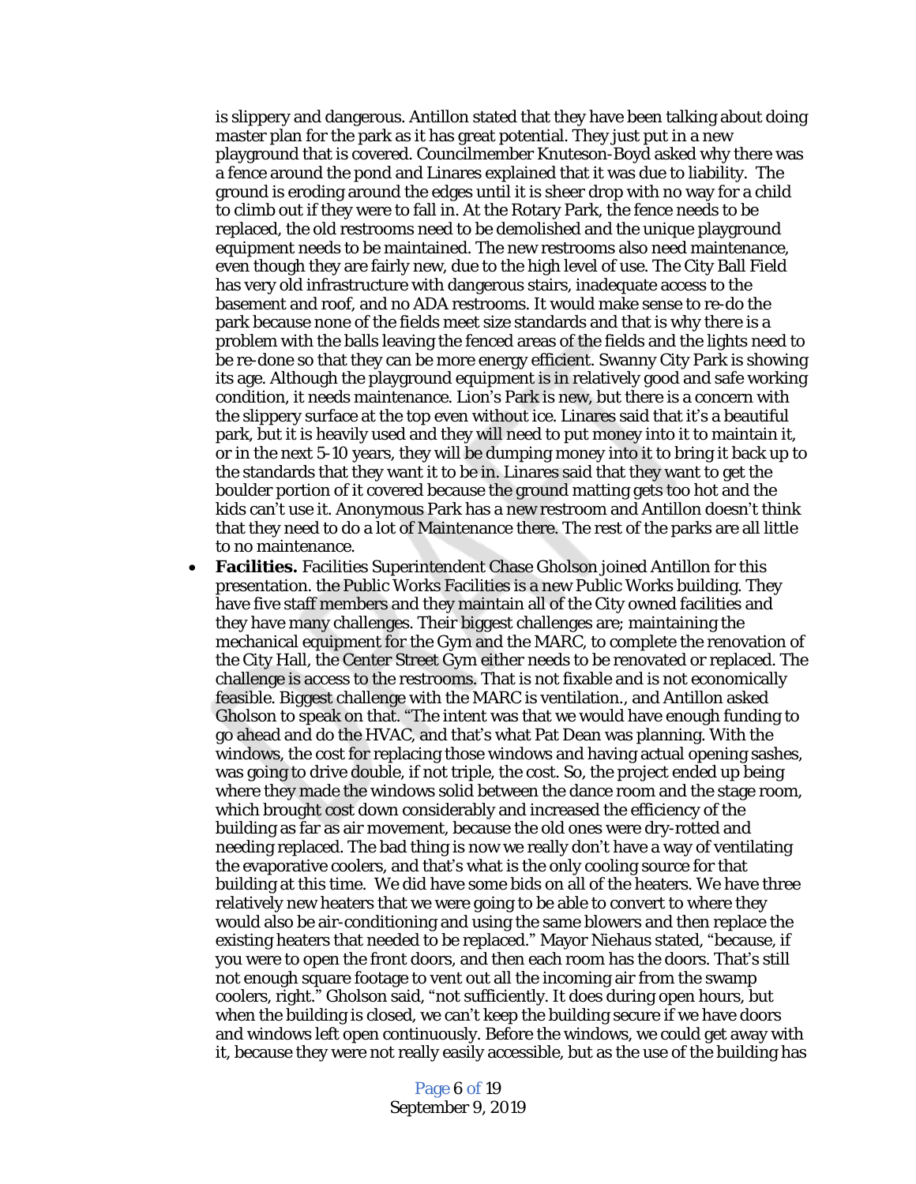is slippery and dangerous. Antillon stated that they have been talking about doing master plan for the park as it has great potential. They just put in a new playground that is covered. Councilmember Knuteson-Boyd asked why there was a fence around the pond and Linares explained that it was due to liability. The ground is eroding around the edges until it is sheer drop with no way for a child to climb out if they were to fall in. At the Rotary Park, the fence needs to be replaced, the old restrooms need to be demolished and the unique playground equipment needs to be maintained. The new restrooms also need maintenance, even though they are fairly new, due to the high level of use. The City Ball Field has very old infrastructure with dangerous stairs, inadequate access to the basement and roof, and no ADA restrooms. It would make sense to re-do the park because none of the fields meet size standards and that is why there is a problem with the balls leaving the fenced areas of the fields and the lights need to be re-done so that they can be more energy efficient. Swanny City Park is showing its age. Although the playground equipment is in relatively good and safe working condition, it needs maintenance. Lion's Park is new, but there is a concern with the slippery surface at the top even without ice. Linares said that it's a beautiful park, but it is heavily used and they will need to put money into it to maintain it, or in the next 5-10 years, they will be dumping money into it to bring it back up to the standards that they want it to be in. Linares said that they want to get the boulder portion of it covered because the ground matting gets too hot and the kids can't use it. Anonymous Park has a new restroom and Antillon doesn't think that they need to do a lot of Maintenance there. The rest of the parks are all little to no maintenance.

- **Facilities.** Facilities Superintendent Chase Gholson joined Antillon for this presentation. the Public Works Facilities is a new Public Works building. They have five staff members and they maintain all of the City owned facilities and they have many challenges. Their biggest challenges are; maintaining the mechanical equipment for the Gym and the MARC, to complete the renovation of the City Hall, the Center Street Gym either needs to be renovated or replaced. The challenge is access to the restrooms. That is not fixable and is not economically feasible. Biggest challenge with the MARC is ventilation., and Antillon asked Gholson to speak on that. "The intent was that we would have enough funding to go ahead and do the HVAC, and that's what Pat Dean was planning. With the windows, the cost for replacing those windows and having actual opening sashes, was going to drive double, if not triple, the cost. So, the project ended up being where they made the windows solid between the dance room and the stage room, which brought cost down considerably and increased the efficiency of the building as far as air movement, because the old ones were dry-rotted and needing replaced. The bad thing is now we really don't have a way of ventilating the evaporative coolers, and that's what is the only cooling source for that building at this time. We did have some bids on all of the heaters. We have three relatively new heaters that we were going to be able to convert to where they would also be air-conditioning and using the same blowers and then replace the existing heaters that needed to be replaced." Mayor Niehaus stated, "because, if you were to open the front doors, and then each room has the doors. That's still not enough square footage to vent out all the incoming air from the swamp coolers, right." Gholson said, "not sufficiently. It does during open hours, but when the building is closed, we can't keep the building secure if we have doors and windows left open continuously. Before the windows, we could get away with it, because they were not really easily accessible, but as the use of the building has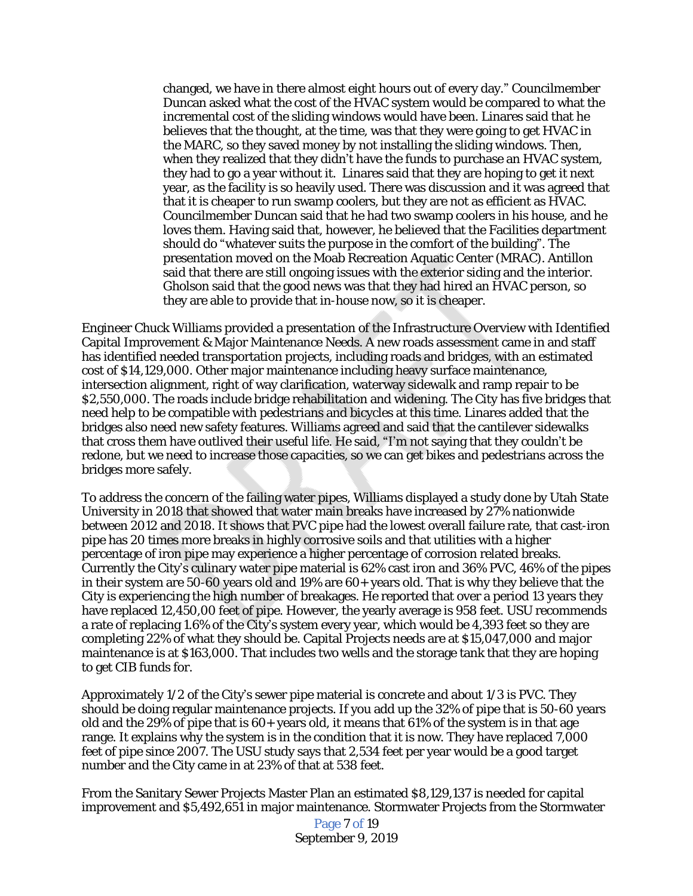changed, we have in there almost eight hours out of every day." Councilmember Duncan asked what the cost of the HVAC system would be compared to what the incremental cost of the sliding windows would have been. Linares said that he believes that the thought, at the time, was that they were going to get HVAC in the MARC, so they saved money by not installing the sliding windows. Then, when they realized that they didn't have the funds to purchase an HVAC system, they had to go a year without it. Linares said that they are hoping to get it next year, as the facility is so heavily used. There was discussion and it was agreed that that it is cheaper to run swamp coolers, but they are not as efficient as HVAC. Councilmember Duncan said that he had two swamp coolers in his house, and he loves them. Having said that, however, he believed that the Facilities department should do "whatever suits the purpose in the comfort of the building". The presentation moved on the Moab Recreation Aquatic Center (MRAC). Antillon said that there are still ongoing issues with the exterior siding and the interior. Gholson said that the good news was that they had hired an HVAC person, so they are able to provide that in-house now, so it is cheaper.

Engineer Chuck Williams provided a presentation of the Infrastructure Overview with Identified Capital Improvement & Major Maintenance Needs. A new roads assessment came in and staff has identified needed transportation projects, including roads and bridges, with an estimated cost of $14,129,000. Other major maintenance including heavy surface maintenance, intersection alignment, right of way clarification, waterway sidewalk and ramp repair to be $2,550,000. The roads include bridge rehabilitation and widening. The City has five bridges that need help to be compatible with pedestrians and bicycles at this time. Linares added that the bridges also need new safety features. Williams agreed and said that the cantilever sidewalks that cross them have outlived their useful life. He said, "I'm not saying that they couldn't be redone, but we need to increase those capacities, so we can get bikes and pedestrians across the bridges more safely.

To address the concern of the failing water pipes, Williams displayed a study done by Utah State University in 2018 that showed that water main breaks have increased by 27% nationwide between 2012 and 2018. It shows that PVC pipe had the lowest overall failure rate, that cast-iron pipe has 20 times more breaks in highly corrosive soils and that utilities with a higher percentage of iron pipe may experience a higher percentage of corrosion related breaks. Currently the City's culinary water pipe material is 62% cast iron and 36% PVC, 46% of the pipes in their system are 50-60 years old and 19% are 60+ years old. That is why they believe that the City is experiencing the high number of breakages. He reported that over a period 13 years they have replaced 12,450,00 feet of pipe. However, the yearly average is 958 feet. USU recommends a rate of replacing 1.6% of the City's system every year, which would be 4,393 feet so they are completing 22% of what they should be. Capital Projects needs are at $15,047,000 and major maintenance is at $163,000. That includes two wells and the storage tank that they are hoping to get CIB funds for.

Approximately 1/2 of the City's sewer pipe material is concrete and about 1/3 is PVC. They should be doing regular maintenance projects. If you add up the 32% of pipe that is 50-60 years old and the 29% of pipe that is 60+ years old, it means that 61% of the system is in that age range. It explains why the system is in the condition that it is now. They have replaced 7,000 feet of pipe since 2007. The USU study says that 2,534 feet per year would be a good target number and the City came in at 23% of that at 538 feet.

From the Sanitary Sewer Projects Master Plan an estimated $8,129,137 is needed for capital improvement and $5,492,651 in major maintenance. Stormwater Projects from the Stormwater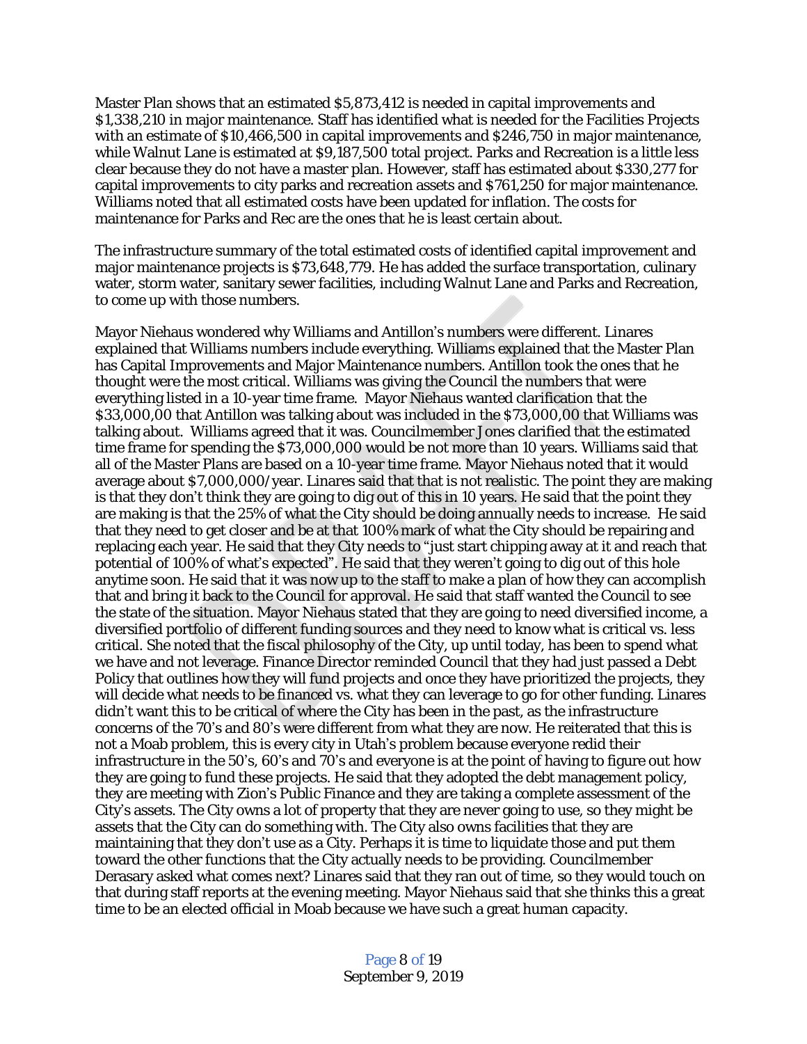Master Plan shows that an estimated $5,873,412 is needed in capital improvements and $1,338,210 in major maintenance. Staff has identified what is needed for the Facilities Projects with an estimate of $10,466,500 in capital improvements and $246,750 in major maintenance, while Walnut Lane is estimated at $9,187,500 total project. Parks and Recreation is a little less clear because they do not have a master plan. However, staff has estimated about $330,277 for capital improvements to city parks and recreation assets and $761,250 for major maintenance. Williams noted that all estimated costs have been updated for inflation. The costs for maintenance for Parks and Rec are the ones that he is least certain about.

The infrastructure summary of the total estimated costs of identified capital improvement and major maintenance projects is $73,648,779. He has added the surface transportation, culinary water, storm water, sanitary sewer facilities, including Walnut Lane and Parks and Recreation, to come up with those numbers.

Mayor Niehaus wondered why Williams and Antillon's numbers were different. Linares explained that Williams numbers include everything. Williams explained that the Master Plan has Capital Improvements and Major Maintenance numbers. Antillon took the ones that he thought were the most critical. Williams was giving the Council the numbers that were everything listed in a 10-year time frame. Mayor Niehaus wanted clarification that the $33,000,00 that Antillon was talking about was included in the $73,000,00 that Williams was talking about. Williams agreed that it was. Councilmember Jones clarified that the estimated time frame for spending the $73,000,000 would be not more than 10 years. Williams said that all of the Master Plans are based on a 10-year time frame. Mayor Niehaus noted that it would average about $7,000,000/year. Linares said that that is not realistic. The point they are making is that they don't think they are going to dig out of this in 10 years. He said that the point they are making is that the 25% of what the City should be doing annually needs to increase. He said that they need to get closer and be at that 100% mark of what the City should be repairing and replacing each year. He said that they City needs to "just start chipping away at it and reach that potential of 100% of what's expected". He said that they weren't going to dig out of this hole anytime soon. He said that it was now up to the staff to make a plan of how they can accomplish that and bring it back to the Council for approval. He said that staff wanted the Council to see the state of the situation. Mayor Niehaus stated that they are going to need diversified income, a diversified portfolio of different funding sources and they need to know what is critical vs. less critical. She noted that the fiscal philosophy of the City, up until today, has been to spend what we have and not leverage. Finance Director reminded Council that they had just passed a Debt Policy that outlines how they will fund projects and once they have prioritized the projects, they will decide what needs to be financed vs. what they can leverage to go for other funding. Linares didn't want this to be critical of where the City has been in the past, as the infrastructure concerns of the 70's and 80's were different from what they are now. He reiterated that this is not a Moab problem, this is every city in Utah's problem because everyone redid their infrastructure in the 50's, 60's and 70's and everyone is at the point of having to figure out how they are going to fund these projects. He said that they adopted the debt management policy, they are meeting with Zion's Public Finance and they are taking a complete assessment of the City's assets. The City owns a lot of property that they are never going to use, so they might be assets that the City can do something with. The City also owns facilities that they are maintaining that they don't use as a City. Perhaps it is time to liquidate those and put them toward the other functions that the City actually needs to be providing. Councilmember Derasary asked what comes next? Linares said that they ran out of time, so they would touch on that during staff reports at the evening meeting. Mayor Niehaus said that she thinks this a great time to be an elected official in Moab because we have such a great human capacity.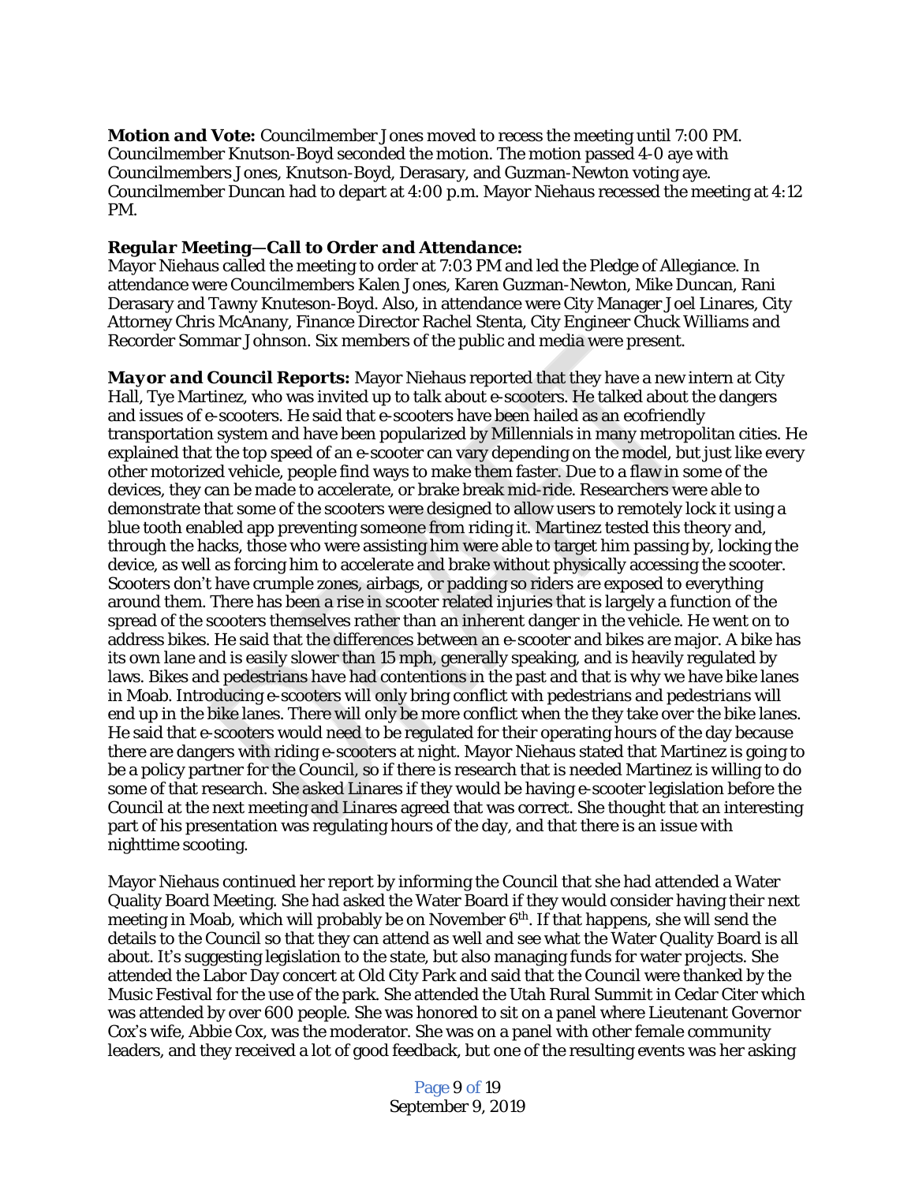***Motion and Vote:*** Councilmember Jones moved to recess the meeting until 7:00 PM. Councilmember Knutson-Boyd seconded the motion. The motion passed 4-0 aye with Councilmembers Jones, Knutson-Boyd, Derasary, and Guzman-Newton voting aye. Councilmember Duncan had to depart at 4:00 p.m. Mayor Niehaus recessed the meeting at 4:12 PM.

***Regular Meeting—Call to Order and Attendance:***
Mayor Niehaus called the meeting to order at 7:03 PM and led the Pledge of Allegiance. In attendance were Councilmembers Kalen Jones, Karen Guzman-Newton, Mike Duncan, Rani Derasary and Tawny Knuteson-Boyd. Also, in attendance were City Manager Joel Linares, City Attorney Chris McAnany, Finance Director Rachel Stenta, City Engineer Chuck Williams and Recorder Sommar Johnson. Six members of the public and media were present.

***Mayor and Council Reports:*** Mayor Niehaus reported that they have a new intern at City Hall, Tye Martinez, who was invited up to talk about e-scooters. He talked about the dangers and issues of e-scooters. He said that e-scooters have been hailed as an ecofriendly transportation system and have been popularized by Millennials in many metropolitan cities. He explained that the top speed of an e-scooter can vary depending on the model, but just like every other motorized vehicle, people find ways to make them faster. Due to a flaw in some of the devices, they can be made to accelerate, or brake break mid-ride. Researchers were able to demonstrate that some of the scooters were designed to allow users to remotely lock it using a blue tooth enabled app preventing someone from riding it. Martinez tested this theory and, through the hacks, those who were assisting him were able to target him passing by, locking the device, as well as forcing him to accelerate and brake without physically accessing the scooter. Scooters don't have crumple zones, airbags, or padding so riders are exposed to everything around them. There has been a rise in scooter related injuries that is largely a function of the spread of the scooters themselves rather than an inherent danger in the vehicle. He went on to address bikes. He said that the differences between an e-scooter and bikes are major. A bike has its own lane and is easily slower than 15 mph, generally speaking, and is heavily regulated by laws. Bikes and pedestrians have had contentions in the past and that is why we have bike lanes in Moab. Introducing e-scooters will only bring conflict with pedestrians and pedestrians will end up in the bike lanes. There will only be more conflict when the they take over the bike lanes. He said that e-scooters would need to be regulated for their operating hours of the day because there are dangers with riding e-scooters at night. Mayor Niehaus stated that Martinez is going to be a policy partner for the Council, so if there is research that is needed Martinez is willing to do some of that research. She asked Linares if they would be having e-scooter legislation before the Council at the next meeting and Linares agreed that was correct. She thought that an interesting part of his presentation was regulating hours of the day, and that there is an issue with nighttime scooting.

Mayor Niehaus continued her report by informing the Council that she had attended a Water Quality Board Meeting. She had asked the Water Board if they would consider having their next meeting in Moab, which will probably be on November 6th. If that happens, she will send the details to the Council so that they can attend as well and see what the Water Quality Board is all about. It's suggesting legislation to the state, but also managing funds for water projects. She attended the Labor Day concert at Old City Park and said that the Council were thanked by the Music Festival for the use of the park. She attended the Utah Rural Summit in Cedar Citer which was attended by over 600 people. She was honored to sit on a panel where Lieutenant Governor Cox's wife, Abbie Cox, was the moderator. She was on a panel with other female community leaders, and they received a lot of good feedback, but one of the resulting events was her asking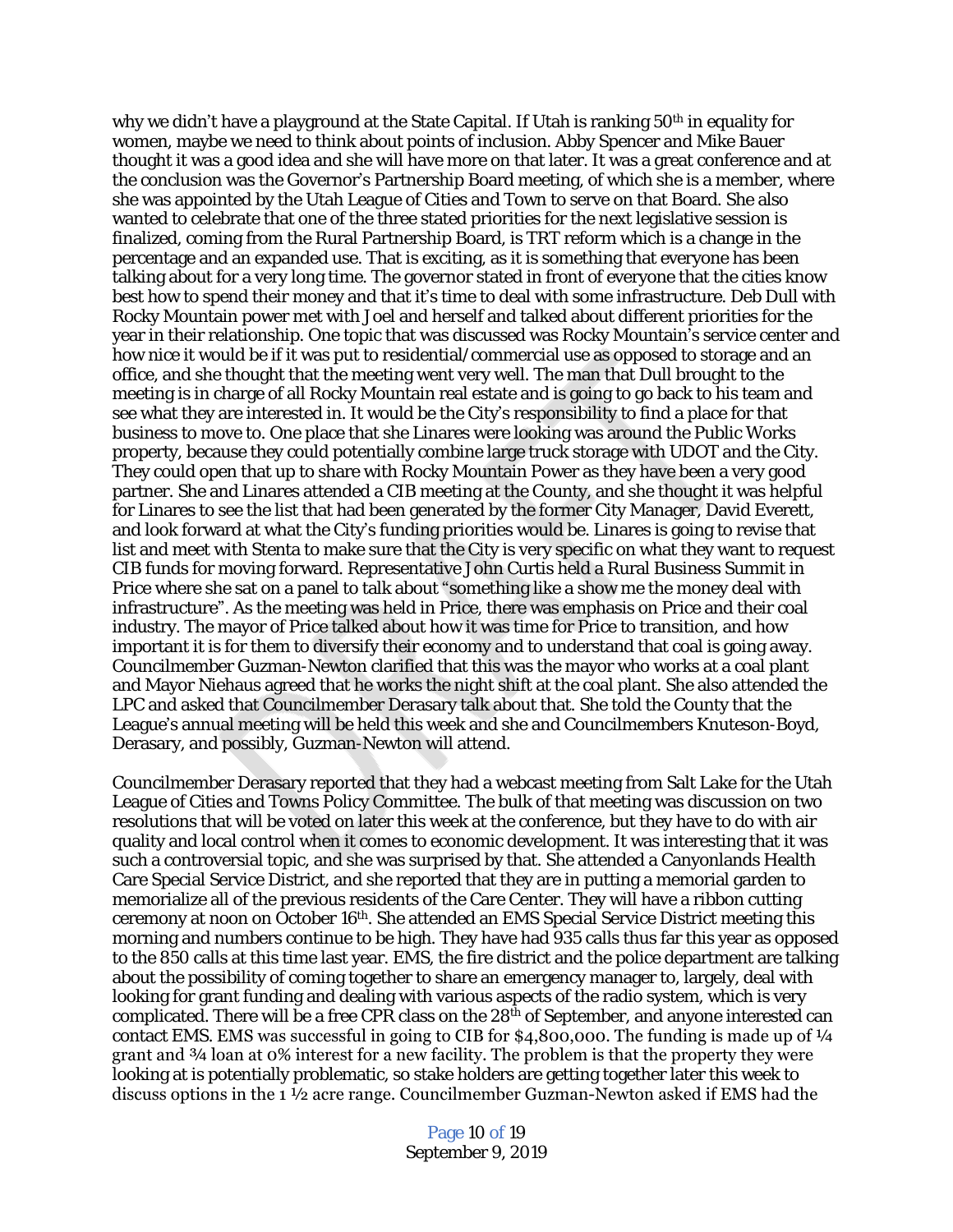why we didn't have a playground at the State Capital. If Utah is ranking 50th in equality for women, maybe we need to think about points of inclusion. Abby Spencer and Mike Bauer thought it was a good idea and she will have more on that later. It was a great conference and at the conclusion was the Governor's Partnership Board meeting, of which she is a member, where she was appointed by the Utah League of Cities and Town to serve on that Board. She also wanted to celebrate that one of the three stated priorities for the next legislative session is finalized, coming from the Rural Partnership Board, is TRT reform which is a change in the percentage and an expanded use. That is exciting, as it is something that everyone has been talking about for a very long time. The governor stated in front of everyone that the cities know best how to spend their money and that it's time to deal with some infrastructure. Deb Dull with Rocky Mountain power met with Joel and herself and talked about different priorities for the year in their relationship. One topic that was discussed was Rocky Mountain's service center and how nice it would be if it was put to residential/commercial use as opposed to storage and an office, and she thought that the meeting went very well. The man that Dull brought to the meeting is in charge of all Rocky Mountain real estate and is going to go back to his team and see what they are interested in. It would be the City's responsibility to find a place for that business to move to. One place that she Linares were looking was around the Public Works property, because they could potentially combine large truck storage with UDOT and the City. They could open that up to share with Rocky Mountain Power as they have been a very good partner. She and Linares attended a CIB meeting at the County, and she thought it was helpful for Linares to see the list that had been generated by the former City Manager, David Everett, and look forward at what the City's funding priorities would be. Linares is going to revise that list and meet with Stenta to make sure that the City is very specific on what they want to request CIB funds for moving forward. Representative John Curtis held a Rural Business Summit in Price where she sat on a panel to talk about "something like a show me the money deal with infrastructure". As the meeting was held in Price, there was emphasis on Price and their coal industry. The mayor of Price talked about how it was time for Price to transition, and how important it is for them to diversify their economy and to understand that coal is going away. Councilmember Guzman-Newton clarified that this was the mayor who works at a coal plant and Mayor Niehaus agreed that he works the night shift at the coal plant. She also attended the LPC and asked that Councilmember Derasary talk about that. She told the County that the League's annual meeting will be held this week and she and Councilmembers Knuteson-Boyd, Derasary, and possibly, Guzman-Newton will attend.

Councilmember Derasary reported that they had a webcast meeting from Salt Lake for the Utah League of Cities and Towns Policy Committee. The bulk of that meeting was discussion on two resolutions that will be voted on later this week at the conference, but they have to do with air quality and local control when it comes to economic development. It was interesting that it was such a controversial topic, and she was surprised by that. She attended a Canyonlands Health Care Special Service District, and she reported that they are in putting a memorial garden to memorialize all of the previous residents of the Care Center. They will have a ribbon cutting ceremony at noon on October 16th. She attended an EMS Special Service District meeting this morning and numbers continue to be high. They have had 935 calls thus far this year as opposed to the 850 calls at this time last year. EMS, the fire district and the police department are talking about the possibility of coming together to share an emergency manager to, largely, deal with looking for grant funding and dealing with various aspects of the radio system, which is very complicated. There will be a free CPR class on the 28th of September, and anyone interested can contact EMS. EMS was successful in going to CIB for $4,800,000. The funding is made up of ¼ grant and ¾ loan at 0% interest for a new facility. The problem is that the property they were looking at is potentially problematic, so stake holders are getting together later this week to discuss options in the 1 ½ acre range. Councilmember Guzman-Newton asked if EMS had the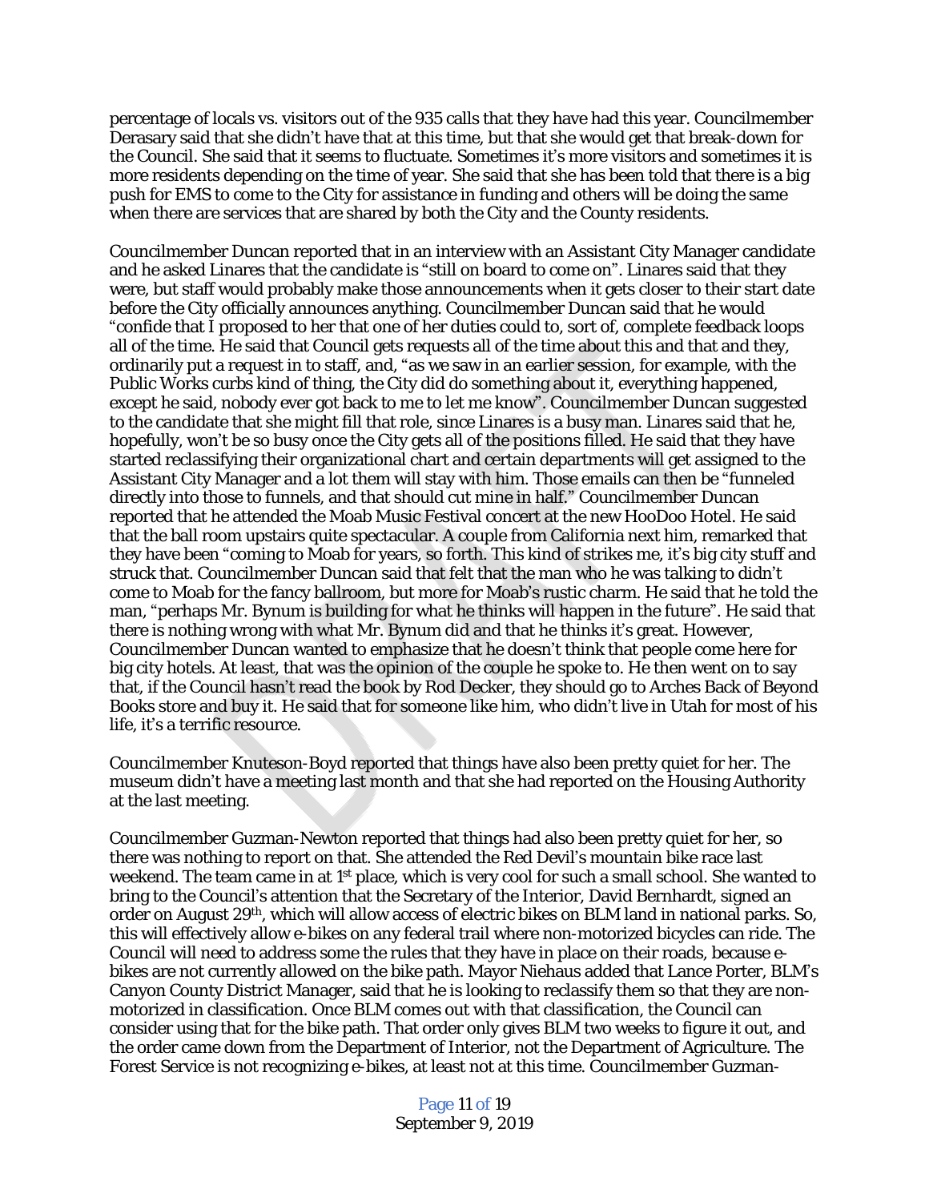percentage of locals vs. visitors out of the 935 calls that they have had this year. Councilmember Derasary said that she didn't have that at this time, but that she would get that break-down for the Council. She said that it seems to fluctuate. Sometimes it's more visitors and sometimes it is more residents depending on the time of year. She said that she has been told that there is a big push for EMS to come to the City for assistance in funding and others will be doing the same when there are services that are shared by both the City and the County residents.

Councilmember Duncan reported that in an interview with an Assistant City Manager candidate and he asked Linares that the candidate is "still on board to come on". Linares said that they were, but staff would probably make those announcements when it gets closer to their start date before the City officially announces anything. Councilmember Duncan said that he would "confide that I proposed to her that one of her duties could to, sort of, complete feedback loops all of the time. He said that Council gets requests all of the time about this and that and they, ordinarily put a request in to staff, and, "as we saw in an earlier session, for example, with the Public Works curbs kind of thing, the City did do something about it, everything happened, except he said, nobody ever got back to me to let me know". Councilmember Duncan suggested to the candidate that she might fill that role, since Linares is a busy man. Linares said that he, hopefully, won't be so busy once the City gets all of the positions filled. He said that they have started reclassifying their organizational chart and certain departments will get assigned to the Assistant City Manager and a lot them will stay with him. Those emails can then be "funneled directly into those to funnels, and that should cut mine in half." Councilmember Duncan reported that he attended the Moab Music Festival concert at the new HooDoo Hotel. He said that the ball room upstairs quite spectacular. A couple from California next him, remarked that they have been "coming to Moab for years, so forth. This kind of strikes me, it's big city stuff and struck that. Councilmember Duncan said that felt that the man who he was talking to didn't come to Moab for the fancy ballroom, but more for Moab's rustic charm. He said that he told the man, "perhaps Mr. Bynum is building for what he thinks will happen in the future". He said that there is nothing wrong with what Mr. Bynum did and that he thinks it's great. However, Councilmember Duncan wanted to emphasize that he doesn't think that people come here for big city hotels. At least, that was the opinion of the couple he spoke to. He then went on to say that, if the Council hasn't read the book by Rod Decker, they should go to Arches Back of Beyond Books store and buy it. He said that for someone like him, who didn't live in Utah for most of his life, it's a terrific resource.

Councilmember Knuteson-Boyd reported that things have also been pretty quiet for her. The museum didn't have a meeting last month and that she had reported on the Housing Authority at the last meeting.

Councilmember Guzman-Newton reported that things had also been pretty quiet for her, so there was nothing to report on that. She attended the Red Devil's mountain bike race last weekend. The team came in at 1st place, which is very cool for such a small school. She wanted to bring to the Council's attention that the Secretary of the Interior, David Bernhardt, signed an order on August 29th, which will allow access of electric bikes on BLM land in national parks. So, this will effectively allow e-bikes on any federal trail where non-motorized bicycles can ride. The Council will need to address some the rules that they have in place on their roads, because e-bikes are not currently allowed on the bike path. Mayor Niehaus added that Lance Porter, BLM's Canyon County District Manager, said that he is looking to reclassify them so that they are non-motorized in classification. Once BLM comes out with that classification, the Council can consider using that for the bike path. That order only gives BLM two weeks to figure it out, and the order came down from the Department of Interior, not the Department of Agriculture. The Forest Service is not recognizing e-bikes, at least not at this time. Councilmember Guzman-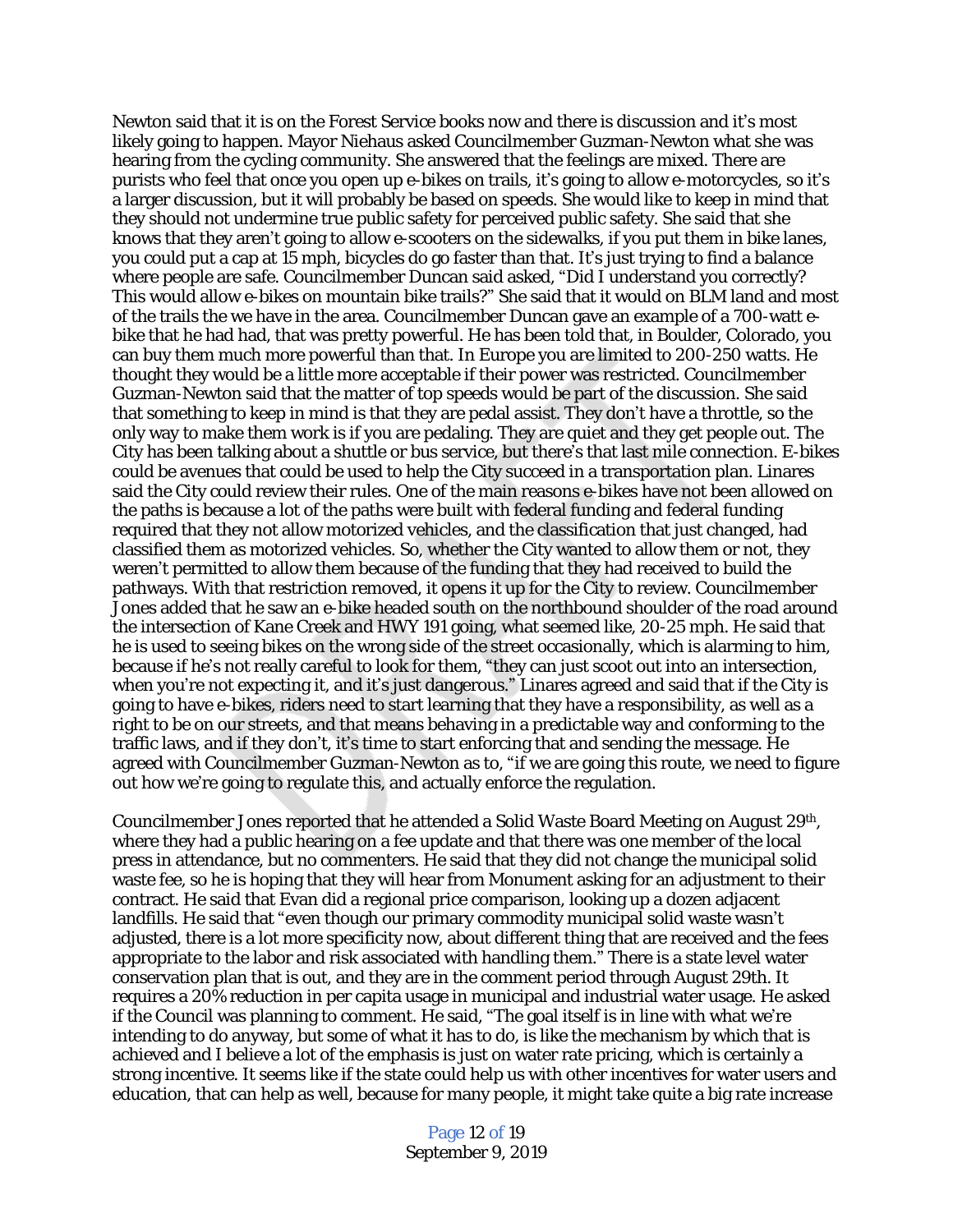Newton said that it is on the Forest Service books now and there is discussion and it's most likely going to happen. Mayor Niehaus asked Councilmember Guzman-Newton what she was hearing from the cycling community. She answered that the feelings are mixed. There are purists who feel that once you open up e-bikes on trails, it's going to allow e-motorcycles, so it's a larger discussion, but it will probably be based on speeds. She would like to keep in mind that they should not undermine true public safety for perceived public safety. She said that she knows that they aren't going to allow e-scooters on the sidewalks, if you put them in bike lanes, you could put a cap at 15 mph, bicycles do go faster than that. It's just trying to find a balance where people are safe. Councilmember Duncan said asked, "Did I understand you correctly? This would allow e-bikes on mountain bike trails?" She said that it would on BLM land and most of the trails the we have in the area. Councilmember Duncan gave an example of a 700-watt e-bike that he had had, that was pretty powerful. He has been told that, in Boulder, Colorado, you can buy them much more powerful than that. In Europe you are limited to 200-250 watts. He thought they would be a little more acceptable if their power was restricted. Councilmember Guzman-Newton said that the matter of top speeds would be part of the discussion. She said that something to keep in mind is that they are pedal assist. They don't have a throttle, so the only way to make them work is if you are pedaling. They are quiet and they get people out. The City has been talking about a shuttle or bus service, but there's that last mile connection. E-bikes could be avenues that could be used to help the City succeed in a transportation plan. Linares said the City could review their rules. One of the main reasons e-bikes have not been allowed on the paths is because a lot of the paths were built with federal funding and federal funding required that they not allow motorized vehicles, and the classification that just changed, had classified them as motorized vehicles. So, whether the City wanted to allow them or not, they weren't permitted to allow them because of the funding that they had received to build the pathways. With that restriction removed, it opens it up for the City to review. Councilmember Jones added that he saw an e-bike headed south on the northbound shoulder of the road around the intersection of Kane Creek and HWY 191 going, what seemed like, 20-25 mph. He said that he is used to seeing bikes on the wrong side of the street occasionally, which is alarming to him, because if he's not really careful to look for them, "they can just scoot out into an intersection, when you're not expecting it, and it's just dangerous." Linares agreed and said that if the City is going to have e-bikes, riders need to start learning that they have a responsibility, as well as a right to be on our streets, and that means behaving in a predictable way and conforming to the traffic laws, and if they don't, it's time to start enforcing that and sending the message. He agreed with Councilmember Guzman-Newton as to, "if we are going this route, we need to figure out how we're going to regulate this, and actually enforce the regulation.

Councilmember Jones reported that he attended a Solid Waste Board Meeting on August 29th, where they had a public hearing on a fee update and that there was one member of the local press in attendance, but no commenters. He said that they did not change the municipal solid waste fee, so he is hoping that they will hear from Monument asking for an adjustment to their contract. He said that Evan did a regional price comparison, looking up a dozen adjacent landfills. He said that "even though our primary commodity municipal solid waste wasn't adjusted, there is a lot more specificity now, about different thing that are received and the fees appropriate to the labor and risk associated with handling them." There is a state level water conservation plan that is out, and they are in the comment period through August 29th. It requires a 20% reduction in per capita usage in municipal and industrial water usage. He asked if the Council was planning to comment. He said, "The goal itself is in line with what we're intending to do anyway, but some of what it has to do, is like the mechanism by which that is achieved and I believe a lot of the emphasis is just on water rate pricing, which is certainly a strong incentive. It seems like if the state could help us with other incentives for water users and education, that can help as well, because for many people, it might take quite a big rate increase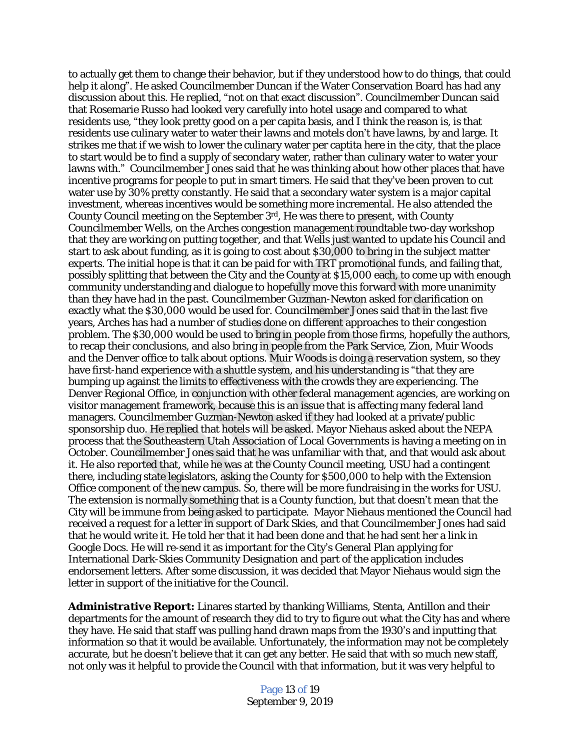to actually get them to change their behavior, but if they understood how to do things, that could help it along". He asked Councilmember Duncan if the Water Conservation Board has had any discussion about this. He replied, "not on that exact discussion". Councilmember Duncan said that Rosemarie Russo had looked very carefully into hotel usage and compared to what residents use, "they look pretty good on a per capita basis, and I think the reason is, is that residents use culinary water to water their lawns and motels don't have lawns, by and large. It strikes me that if we wish to lower the culinary water per captita here in the city, that the place to start would be to find a supply of secondary water, rather than culinary water to water your lawns with." Councilmember Jones said that he was thinking about how other places that have incentive programs for people to put in smart timers. He said that they've been proven to cut water use by 30% pretty constantly. He said that a secondary water system is a major capital investment, whereas incentives would be something more incremental. He also attended the County Council meeting on the September 3rd, He was there to present, with County Councilmember Wells, on the Arches congestion management roundtable two-day workshop that they are working on putting together, and that Wells just wanted to update his Council and start to ask about funding, as it is going to cost about $30,000 to bring in the subject matter experts. The initial hope is that it can be paid for with TRT promotional funds, and failing that, possibly splitting that between the City and the County at $15,000 each, to come up with enough community understanding and dialogue to hopefully move this forward with more unanimity than they have had in the past. Councilmember Guzman-Newton asked for clarification on exactly what the $30,000 would be used for. Councilmember Jones said that in the last five years, Arches has had a number of studies done on different approaches to their congestion problem. The $30,000 would be used to bring in people from those firms, hopefully the authors, to recap their conclusions, and also bring in people from the Park Service, Zion, Muir Woods and the Denver office to talk about options. Muir Woods is doing a reservation system, so they have first-hand experience with a shuttle system, and his understanding is "that they are bumping up against the limits to effectiveness with the crowds they are experiencing. The Denver Regional Office, in conjunction with other federal management agencies, are working on visitor management framework, because this is an issue that is affecting many federal land managers. Councilmember Guzman-Newton asked if they had looked at a private/public sponsorship duo. He replied that hotels will be asked. Mayor Niehaus asked about the NEPA process that the Southeastern Utah Association of Local Governments is having a meeting on in October. Councilmember Jones said that he was unfamiliar with that, and that would ask about it. He also reported that, while he was at the County Council meeting, USU had a contingent there, including state legislators, asking the County for $500,000 to help with the Extension Office component of the new campus. So, there will be more fundraising in the works for USU. The extension is normally something that is a County function, but that doesn't mean that the City will be immune from being asked to participate. Mayor Niehaus mentioned the Council had received a request for a letter in support of Dark Skies, and that Councilmember Jones had said that he would write it. He told her that it had been done and that he had sent her a link in Google Docs. He will re-send it as important for the City's General Plan applying for International Dark-Skies Community Designation and part of the application includes endorsement letters. After some discussion, it was decided that Mayor Niehaus would sign the letter in support of the initiative for the Council.

***Administrative Report:*** Linares started by thanking Williams, Stenta, Antillon and their departments for the amount of research they did to try to figure out what the City has and where they have. He said that staff was pulling hand drawn maps from the 1930's and inputting that information so that it would be available. Unfortunately, the information may not be completely accurate, but he doesn't believe that it can get any better. He said that with so much new staff, not only was it helpful to provide the Council with that information, but it was very helpful to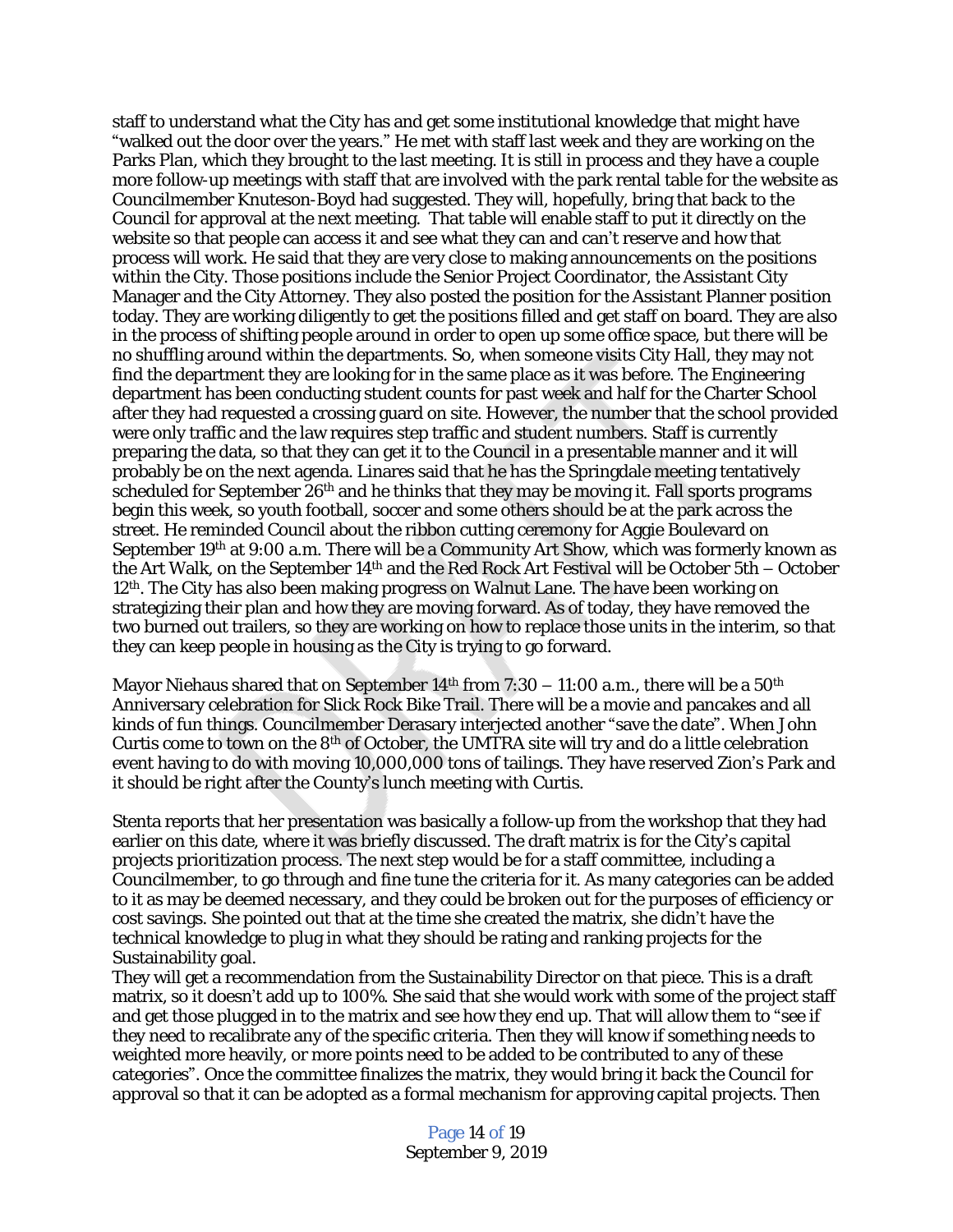staff to understand what the City has and get some institutional knowledge that might have "walked out the door over the years." He met with staff last week and they are working on the Parks Plan, which they brought to the last meeting. It is still in process and they have a couple more follow-up meetings with staff that are involved with the park rental table for the website as Councilmember Knuteson-Boyd had suggested. They will, hopefully, bring that back to the Council for approval at the next meeting. That table will enable staff to put it directly on the website so that people can access it and see what they can and can't reserve and how that process will work. He said that they are very close to making announcements on the positions within the City. Those positions include the Senior Project Coordinator, the Assistant City Manager and the City Attorney. They also posted the position for the Assistant Planner position today. They are working diligently to get the positions filled and get staff on board. They are also in the process of shifting people around in order to open up some office space, but there will be no shuffling around within the departments. So, when someone visits City Hall, they may not find the department they are looking for in the same place as it was before. The Engineering department has been conducting student counts for past week and half for the Charter School after they had requested a crossing guard on site. However, the number that the school provided were only traffic and the law requires step traffic and student numbers. Staff is currently preparing the data, so that they can get it to the Council in a presentable manner and it will probably be on the next agenda. Linares said that he has the Springdale meeting tentatively scheduled for September 26th and he thinks that they may be moving it. Fall sports programs begin this week, so youth football, soccer and some others should be at the park across the street. He reminded Council about the ribbon cutting ceremony for Aggie Boulevard on September 19th at 9:00 a.m. There will be a Community Art Show, which was formerly known as the Art Walk, on the September 14th and the Red Rock Art Festival will be October 5th – October 12th. The City has also been making progress on Walnut Lane. The have been working on strategizing their plan and how they are moving forward. As of today, they have removed the two burned out trailers, so they are working on how to replace those units in the interim, so that they can keep people in housing as the City is trying to go forward.

Mayor Niehaus shared that on September 14th from 7:30 – 11:00 a.m., there will be a 50th Anniversary celebration for Slick Rock Bike Trail. There will be a movie and pancakes and all kinds of fun things. Councilmember Derasary interjected another "save the date". When John Curtis come to town on the 8th of October, the UMTRA site will try and do a little celebration event having to do with moving 10,000,000 tons of tailings. They have reserved Zion's Park and it should be right after the County's lunch meeting with Curtis.

Stenta reports that her presentation was basically a follow-up from the workshop that they had earlier on this date, where it was briefly discussed. The draft matrix is for the City's capital projects prioritization process. The next step would be for a staff committee, including a Councilmember, to go through and fine tune the criteria for it. As many categories can be added to it as may be deemed necessary, and they could be broken out for the purposes of efficiency or cost savings. She pointed out that at the time she created the matrix, she didn't have the technical knowledge to plug in what they should be rating and ranking projects for the Sustainability goal.
They will get a recommendation from the Sustainability Director on that piece. This is a draft matrix, so it doesn't add up to 100%. She said that she would work with some of the project staff and get those plugged in to the matrix and see how they end up. That will allow them to "see if they need to recalibrate any of the specific criteria. Then they will know if something needs to weighted more heavily, or more points need to be added to be contributed to any of these categories". Once the committee finalizes the matrix, they would bring it back the Council for approval so that it can be adopted as a formal mechanism for approving capital projects. Then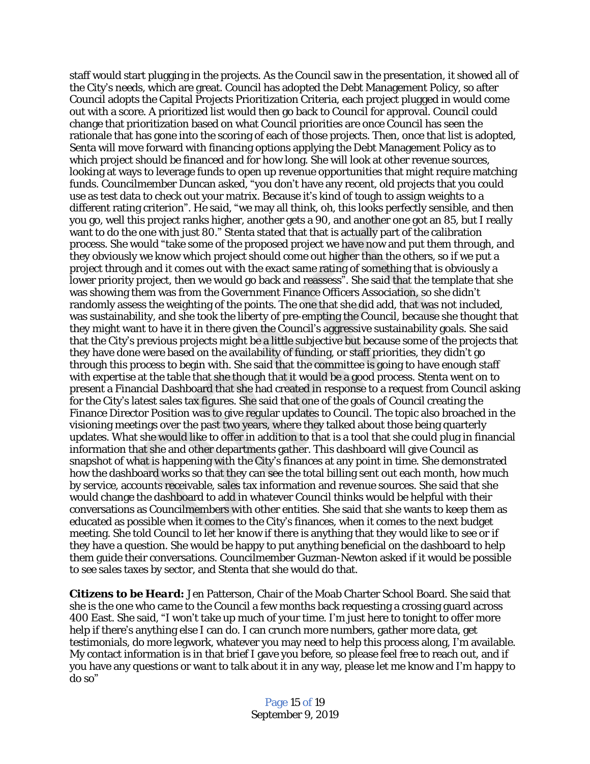staff would start plugging in the projects. As the Council saw in the presentation, it showed all of the City's needs, which are great. Council has adopted the Debt Management Policy, so after Council adopts the Capital Projects Prioritization Criteria, each project plugged in would come out with a score. A prioritized list would then go back to Council for approval. Council could change that prioritization based on what Council priorities are once Council has seen the rationale that has gone into the scoring of each of those projects. Then, once that list is adopted, Senta will move forward with financing options applying the Debt Management Policy as to which project should be financed and for how long. She will look at other revenue sources, looking at ways to leverage funds to open up revenue opportunities that might require matching funds. Councilmember Duncan asked, "you don't have any recent, old projects that you could use as test data to check out your matrix. Because it's kind of tough to assign weights to a different rating criterion". He said, "we may all think, oh, this looks perfectly sensible, and then you go, well this project ranks higher, another gets a 90, and another one got an 85, but I really want to do the one with just 80." Stenta stated that that is actually part of the calibration process. She would "take some of the proposed project we have now and put them through, and they obviously we know which project should come out higher than the others, so if we put a project through and it comes out with the exact same rating of something that is obviously a lower priority project, then we would go back and reassess". She said that the template that she was showing them was from the Government Finance Officers Association, so she didn't randomly assess the weighting of the points. The one that she did add, that was not included, was sustainability, and she took the liberty of pre-empting the Council, because she thought that they might want to have it in there given the Council's aggressive sustainability goals. She said that the City's previous projects might be a little subjective but because some of the projects that they have done were based on the availability of funding, or staff priorities, they didn't go through this process to begin with. She said that the committee is going to have enough staff with expertise at the table that she though that it would be a good process. Stenta went on to present a Financial Dashboard that she had created in response to a request from Council asking for the City's latest sales tax figures. She said that one of the goals of Council creating the Finance Director Position was to give regular updates to Council. The topic also broached in the visioning meetings over the past two years, where they talked about those being quarterly updates. What she would like to offer in addition to that is a tool that she could plug in financial information that she and other departments gather. This dashboard will give Council as snapshot of what is happening with the City's finances at any point in time. She demonstrated how the dashboard works so that they can see the total billing sent out each month, how much by service, accounts receivable, sales tax information and revenue sources. She said that she would change the dashboard to add in whatever Council thinks would be helpful with their conversations as Councilmembers with other entities. She said that she wants to keep them as educated as possible when it comes to the City's finances, when it comes to the next budget meeting. She told Council to let her know if there is anything that they would like to see or if they have a question. She would be happy to put anything beneficial on the dashboard to help them guide their conversations. Councilmember Guzman-Newton asked if it would be possible to see sales taxes by sector, and Stenta that she would do that.

***Citizens to be Heard:*** Jen Patterson, Chair of the Moab Charter School Board. She said that she is the one who came to the Council a few months back requesting a crossing guard across 400 East. She said, "I won't take up much of your time. I'm just here to tonight to offer more help if there's anything else I can do. I can crunch more numbers, gather more data, get testimonials, do more legwork, whatever you may need to help this process along, I'm available. My contact information is in that brief I gave you before, so please feel free to reach out, and if you have any questions or want to talk about it in any way, please let me know and I'm happy to do so"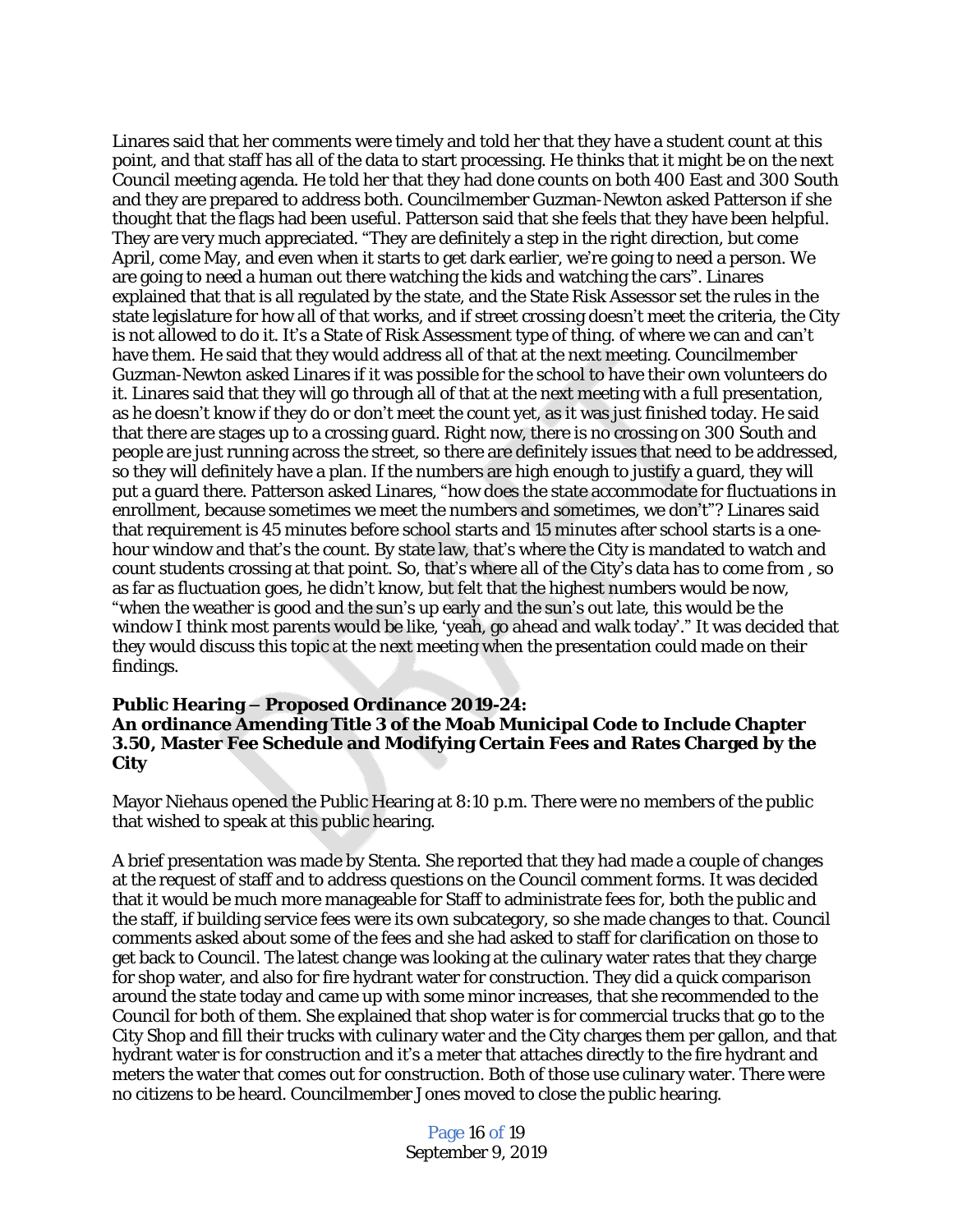Linares said that her comments were timely and told her that they have a student count at this point, and that staff has all of the data to start processing. He thinks that it might be on the next Council meeting agenda. He told her that they had done counts on both 400 East and 300 South and they are prepared to address both. Councilmember Guzman-Newton asked Patterson if she thought that the flags had been useful. Patterson said that she feels that they have been helpful. They are very much appreciated. "They are definitely a step in the right direction, but come April, come May, and even when it starts to get dark earlier, we're going to need a person. We are going to need a human out there watching the kids and watching the cars". Linares explained that that is all regulated by the state, and the State Risk Assessor set the rules in the state legislature for how all of that works, and if street crossing doesn't meet the criteria, the City is not allowed to do it. It's a State of Risk Assessment type of thing. of where we can and can't have them. He said that they would address all of that at the next meeting. Councilmember Guzman-Newton asked Linares if it was possible for the school to have their own volunteers do it. Linares said that they will go through all of that at the next meeting with a full presentation, as he doesn't know if they do or don't meet the count yet, as it was just finished today. He said that there are stages up to a crossing guard. Right now, there is no crossing on 300 South and people are just running across the street, so there are definitely issues that need to be addressed, so they will definitely have a plan. If the numbers are high enough to justify a guard, they will put a guard there. Patterson asked Linares, "how does the state accommodate for fluctuations in enrollment, because sometimes we meet the numbers and sometimes, we don't"? Linares said that requirement is 45 minutes before school starts and 15 minutes after school starts is a one-hour window and that's the count. By state law, that's where the City is mandated to watch and count students crossing at that point. So, that's where all of the City's data has to come from , so as far as fluctuation goes, he didn't know, but felt that the highest numbers would be now, "when the weather is good and the sun's up early and the sun's out late, this would be the window I think most parents would be like, 'yeah, go ahead and walk today'." It was decided that they would discuss this topic at the next meeting when the presentation could made on their findings.

**Public Hearing – Proposed Ordinance 2019-24:**
**An ordinance Amending Title 3 of the Moab Municipal Code to Include Chapter 3.50, Master Fee Schedule and Modifying Certain Fees and Rates Charged by the City**

Mayor Niehaus opened the Public Hearing at 8:10 p.m. There were no members of the public that wished to speak at this public hearing.

A brief presentation was made by Stenta. She reported that they had made a couple of changes at the request of staff and to address questions on the Council comment forms. It was decided that it would be much more manageable for Staff to administrate fees for, both the public and the staff, if building service fees were its own subcategory, so she made changes to that. Council comments asked about some of the fees and she had asked to staff for clarification on those to get back to Council. The latest change was looking at the culinary water rates that they charge for shop water, and also for fire hydrant water for construction. They did a quick comparison around the state today and came up with some minor increases, that she recommended to the Council for both of them. She explained that shop water is for commercial trucks that go to the City Shop and fill their trucks with culinary water and the City charges them per gallon, and that hydrant water is for construction and it's a meter that attaches directly to the fire hydrant and meters the water that comes out for construction. Both of those use culinary water. There were no citizens to be heard. Councilmember Jones moved to close the public hearing.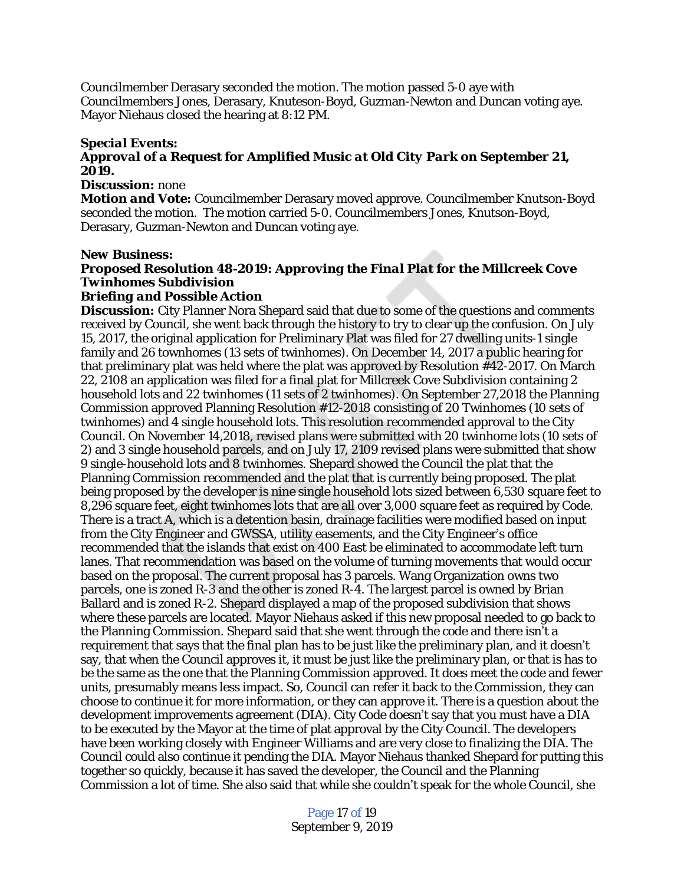Councilmember Derasary seconded the motion. The motion passed 5-0 aye with Councilmembers Jones, Derasary, Knuteson-Boyd, Guzman-Newton and Duncan voting aye. Mayor Niehaus closed the hearing at 8:12 PM.

***Special Events:***
***Approval of a Request for Amplified Music at Old City Park on September 21, 2019.***

***Discussion:*** none

***Motion and Vote:*** Councilmember Derasary moved approve. Councilmember Knutson-Boyd seconded the motion. The motion carried 5-0. Councilmembers Jones, Knutson-Boyd, Derasary, Guzman-Newton and Duncan voting aye.

***New Business:***
***Proposed Resolution 48-2019: Approving the Final Plat for the Millcreek Cove Twinhomes Subdivision***
***Briefing and Possible Action***

***Discussion:*** City Planner Nora Shepard said that due to some of the questions and comments received by Council, she went back through the history to try to clear up the confusion. On July 15, 2017, the original application for Preliminary Plat was filed for 27 dwelling units-1 single family and 26 townhomes (13 sets of twinhomes). On December 14, 2017 a public hearing for that preliminary plat was held where the plat was approved by Resolution #42-2017. On March 22, 2108 an application was filed for a final plat for Millcreek Cove Subdivision containing 2 household lots and 22 twinhomes (11 sets of 2 twinhomes). On September 27,2018 the Planning Commission approved Planning Resolution #12-2018 consisting of 20 Twinhomes (10 sets of twinhomes) and 4 single household lots. This resolution recommended approval to the City Council. On November 14,2018, revised plans were submitted with 20 twinhome lots (10 sets of 2) and 3 single household parcels, and on July 17, 2109 revised plans were submitted that show 9 single-household lots and 8 twinhomes. Shepard showed the Council the plat that the Planning Commission recommended and the plat that is currently being proposed. The plat being proposed by the developer is nine single household lots sized between 6,530 square feet to 8,296 square feet, eight twinhomes lots that are all over 3,000 square feet as required by Code. There is a tract A, which is a detention basin, drainage facilities were modified based on input from the City Engineer and GWSSA, utility easements, and the City Engineer's office recommended that the islands that exist on 400 East be eliminated to accommodate left turn lanes. That recommendation was based on the volume of turning movements that would occur based on the proposal. The current proposal has 3 parcels. Wang Organization owns two parcels, one is zoned R-3 and the other is zoned R-4. The largest parcel is owned by Brian Ballard and is zoned R-2. Shepard displayed a map of the proposed subdivision that shows where these parcels are located. Mayor Niehaus asked if this new proposal needed to go back to the Planning Commission. Shepard said that she went through the code and there isn't a requirement that says that the final plan has to be just like the preliminary plan, and it doesn't say, that when the Council approves it, it must be just like the preliminary plan, or that is has to be the same as the one that the Planning Commission approved. It does meet the code and fewer units, presumably means less impact. So, Council can refer it back to the Commission, they can choose to continue it for more information, or they can approve it. There is a question about the development improvements agreement (DIA). City Code doesn't say that you must have a DIA to be executed by the Mayor at the time of plat approval by the City Council. The developers have been working closely with Engineer Williams and are very close to finalizing the DIA. The Council could also continue it pending the DIA. Mayor Niehaus thanked Shepard for putting this together so quickly, because it has saved the developer, the Council and the Planning Commission a lot of time. She also said that while she couldn't speak for the whole Council, she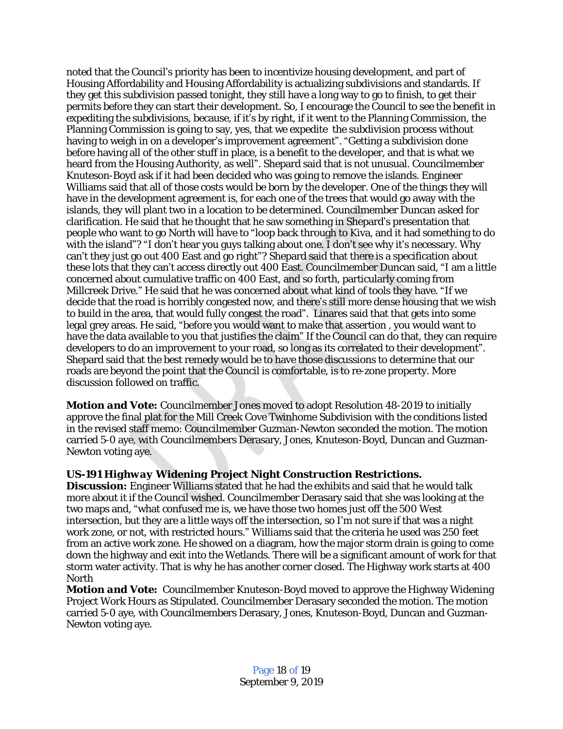noted that the Council's priority has been to incentivize housing development, and part of Housing Affordability and Housing Affordability is actualizing subdivisions and standards. If they get this subdivision passed tonight, they still have a long way to go to finish, to get their permits before they can start their development. So, I encourage the Council to see the benefit in expediting the subdivisions, because, if it's by right, if it went to the Planning Commission, the Planning Commission is going to say, yes, that we expedite the subdivision process without having to weigh in on a developer's improvement agreement". "Getting a subdivision done before having all of the other stuff in place, is a benefit to the developer, and that is what we heard from the Housing Authority, as well". Shepard said that is not unusual. Councilmember Knuteson-Boyd ask if it had been decided who was going to remove the islands. Engineer Williams said that all of those costs would be born by the developer. One of the things they will have in the development agreement is, for each one of the trees that would go away with the islands, they will plant two in a location to be determined. Councilmember Duncan asked for clarification. He said that he thought that he saw something in Shepard's presentation that people who want to go North will have to "loop back through to Kiva, and it had something to do with the island"? "I don't hear you guys talking about one. I don't see why it's necessary. Why can't they just go out 400 East and go right"? Shepard said that there is a specification about these lots that they can't access directly out 400 East. Councilmember Duncan said, "I am a little concerned about cumulative traffic on 400 East, and so forth, particularly coming from Millcreek Drive." He said that he was concerned about what kind of tools they have. "If we decide that the road is horribly congested now, and there's still more dense housing that we wish to build in the area, that would fully congest the road". Linares said that that gets into some legal grey areas. He said, "before you would want to make that assertion , you would want to have the data available to you that justifies the claim" If the Council can do that, they can require developers to do an improvement to your road, so long as its correlated to their development". Shepard said that the best remedy would be to have those discussions to determine that our roads are beyond the point that the Council is comfortable, is to re-zone property. More discussion followed on traffic.

***Motion and Vote:*** Councilmember Jones moved to adopt Resolution 48-2019 to initially approve the final plat for the Mill Creek Cove Twinhome Subdivision with the conditions listed in the revised staff memo: Councilmember Guzman-Newton seconded the motion. The motion carried 5-0 aye, with Councilmembers Derasary, Jones, Knuteson-Boyd, Duncan and Guzman-Newton voting aye.

**US-191 *Highway* Widening Project Night Construction Restrictions.**

**Discussion:** Engineer Williams stated that he had the exhibits and said that he would talk more about it if the Council wished. Councilmember Derasary said that she was looking at the two maps and, "what confused me is, we have those two homes just off the 500 West intersection, but they are a little ways off the intersection, so I'm not sure if that was a night work zone, or not, with restricted hours." Williams said that the criteria he used was 250 feet from an active work zone. He showed on a diagram, how the major storm drain is going to come down the highway and exit into the Wetlands. There will be a significant amount of work for that storm water activity. That is why he has another corner closed. The Highway work starts at 400 North

***Motion and Vote:*** Councilmember Knuteson-Boyd moved to approve the Highway Widening Project Work Hours as Stipulated. Councilmember Derasary seconded the motion. The motion carried 5-0 aye, with Councilmembers Derasary, Jones, Knuteson-Boyd, Duncan and Guzman-Newton voting aye.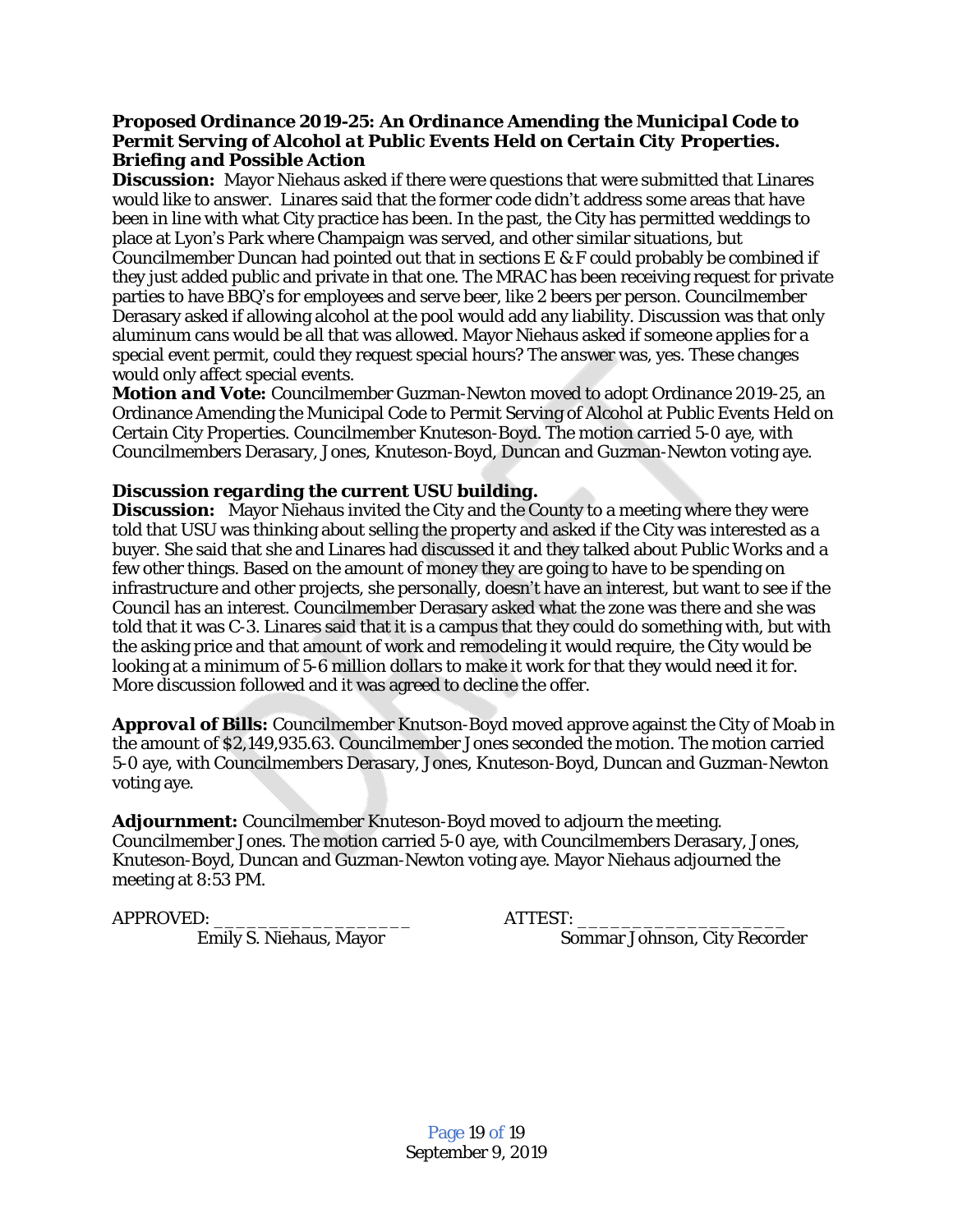***Proposed Ordinance 2019-25: An Ordinance Amending the Municipal Code to Permit Serving of Alcohol at Public Events Held on Certain City Properties. Briefing and Possible Action***

**Discussion:** Mayor Niehaus asked if there were questions that were submitted that Linares would like to answer. Linares said that the former code didn't address some areas that have been in line with what City practice has been. In the past, the City has permitted weddings to place at Lyon's Park where Champaign was served, and other similar situations, but Councilmember Duncan had pointed out that in sections E & F could probably be combined if they just added public and private in that one. The MRAC has been receiving request for private parties to have BBQ's for employees and serve beer, like 2 beers per person. Councilmember Derasary asked if allowing alcohol at the pool would add any liability. Discussion was that only aluminum cans would be all that was allowed. Mayor Niehaus asked if someone applies for a special event permit, could they request special hours? The answer was, yes. These changes would only affect special events.

***Motion and Vote:*** Councilmember Guzman-Newton moved to adopt Ordinance 2019-25, an Ordinance Amending the Municipal Code to Permit Serving of Alcohol at Public Events Held on Certain City Properties. Councilmember Knuteson-Boyd. The motion carried 5-0 aye, with Councilmembers Derasary, Jones, Knuteson-Boyd, Duncan and Guzman-Newton voting aye.

***Discussion regarding the current USU building.***

**Discussion:** Mayor Niehaus invited the City and the County to a meeting where they were told that USU was thinking about selling the property and asked if the City was interested as a buyer. She said that she and Linares had discussed it and they talked about Public Works and a few other things. Based on the amount of money they are going to have to be spending on infrastructure and other projects, she personally, doesn't have an interest, but want to see if the Council has an interest. Councilmember Derasary asked what the zone was there and she was told that it was C-3. Linares said that it is a campus that they could do something with, but with the asking price and that amount of work and remodeling it would require, the City would be looking at a minimum of 5-6 million dollars to make it work for that they would need it for. More discussion followed and it was agreed to decline the offer.

***Approval of Bills:*** Councilmember Knutson-Boyd moved approve against the City of Moab in the amount of $2,149,935.63. Councilmember Jones seconded the motion. The motion carried 5-0 aye, with Councilmembers Derasary, Jones, Knuteson-Boyd, Duncan and Guzman-Newton voting aye.

**Adjournment:** Councilmember Knuteson-Boyd moved to adjourn the meeting. Councilmember Jones. The motion carried 5-0 aye, with Councilmembers Derasary, Jones, Knuteson-Boyd, Duncan and Guzman-Newton voting aye. Mayor Niehaus adjourned the meeting at 8:53 PM.

APPROVED: ___________________ 
Emily S. Niehaus, Mayor

ATTEST: ___________________ 
Sommar Johnson, City Recorder